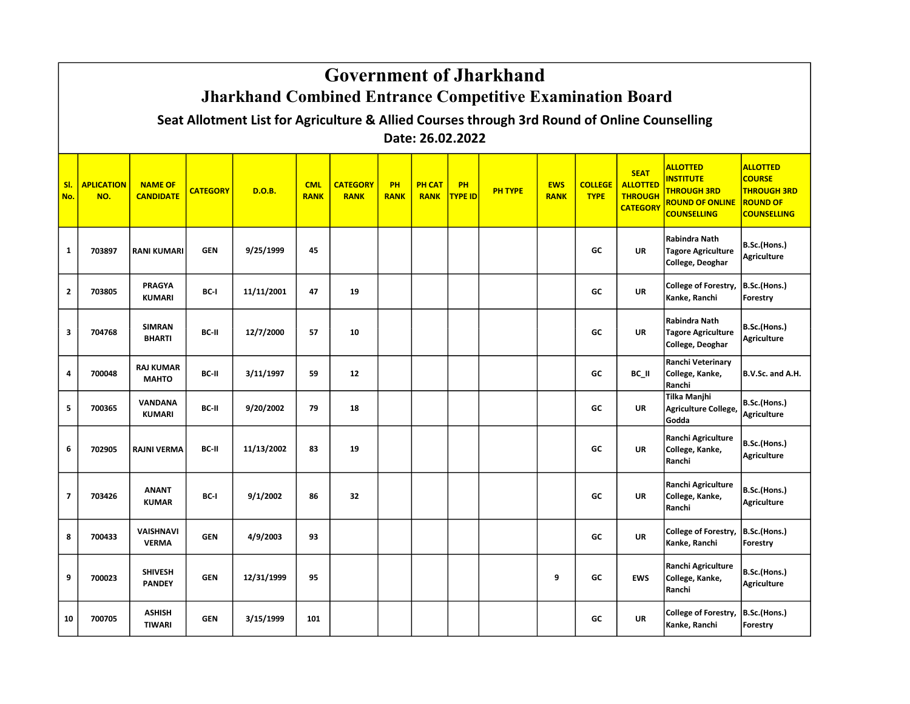# Government of Jharkhand

## Jharkhand Combined Entrance Competitive Examination Board

### Seat Allotment List for Agriculture & Allied Courses through 3rd Round of Online Counselling

**Date: 26.02.2022**

| Sl. No. | APLICATION NO. | NAME OF CANDIDATE | CATEGORY | D.O.B. | CML RANK | CATEGORY RANK | PH RANK | PH CAT RANK | PH TYPE ID | PH TYPE | EWS RANK | COLLEGE TYPE | SEAT ALLOTTED THROUGH CATEGORY | ALLOTTED INSTITUTE THROUGH 3RD ROUND OF ONLINE COUNSELLING | ALLOTTED COURSE THROUGH 3RD ROUND OF COUNSELLING |
|---|---|---|---|---|---|---|---|---|---|---|---|---|---|---|---|
| 1 | 703897 | RANI KUMARI | GEN | 9/25/1999 | 45 | | | | | | | GC | UR | Rabindra Nath Tagore Agriculture College, Deoghar | B.Sc.(Hons.) Agriculture |
| 2 | 703805 | PRAGYA KUMARI | BC-I | 11/11/2001 | 47 | 19 | | | | | | GC | UR | College of Forestry, Kanke, Ranchi | B.Sc.(Hons.) Forestry |
| 3 | 704768 | SIMRAN BHARTI | BC-II | 12/7/2000 | 57 | 10 | | | | | | GC | UR | Rabindra Nath Tagore Agriculture College, Deoghar | B.Sc.(Hons.) Agriculture |
| 4 | 700048 | RAJ KUMAR MAHTO | BC-II | 3/11/1997 | 59 | 12 | | | | | | GC | BC_II | Ranchi Veterinary College, Kanke, Ranchi | B.V.Sc. and A.H. |
| 5 | 700365 | VANDANA KUMARI | BC-II | 9/20/2002 | 79 | 18 | | | | | | GC | UR | Tilka Manjhi Agriculture College, Godda | B.Sc.(Hons.) Agriculture |
| 6 | 702905 | RAJNI VERMA | BC-II | 11/13/2002 | 83 | 19 | | | | | | GC | UR | Ranchi Agriculture College, Kanke, Ranchi | B.Sc.(Hons.) Agriculture |
| 7 | 703426 | ANANT KUMAR | BC-I | 9/1/2002 | 86 | 32 | | | | | | GC | UR | Ranchi Agriculture College, Kanke, Ranchi | B.Sc.(Hons.) Agriculture |
| 8 | 700433 | VAISHNAVI VERMA | GEN | 4/9/2003 | 93 | | | | | | | GC | UR | College of Forestry, Kanke, Ranchi | B.Sc.(Hons.) Forestry |
| 9 | 700023 | SHIVESH PANDEY | GEN | 12/31/1999 | 95 | | | | | | 9 | GC | EWS | Ranchi Agriculture College, Kanke, Ranchi | B.Sc.(Hons.) Agriculture |
| 10 | 700705 | ASHISH TIWARI | GEN | 3/15/1999 | 101 | | | | | | | GC | UR | College of Forestry, Kanke, Ranchi | B.Sc.(Hons.) Forestry |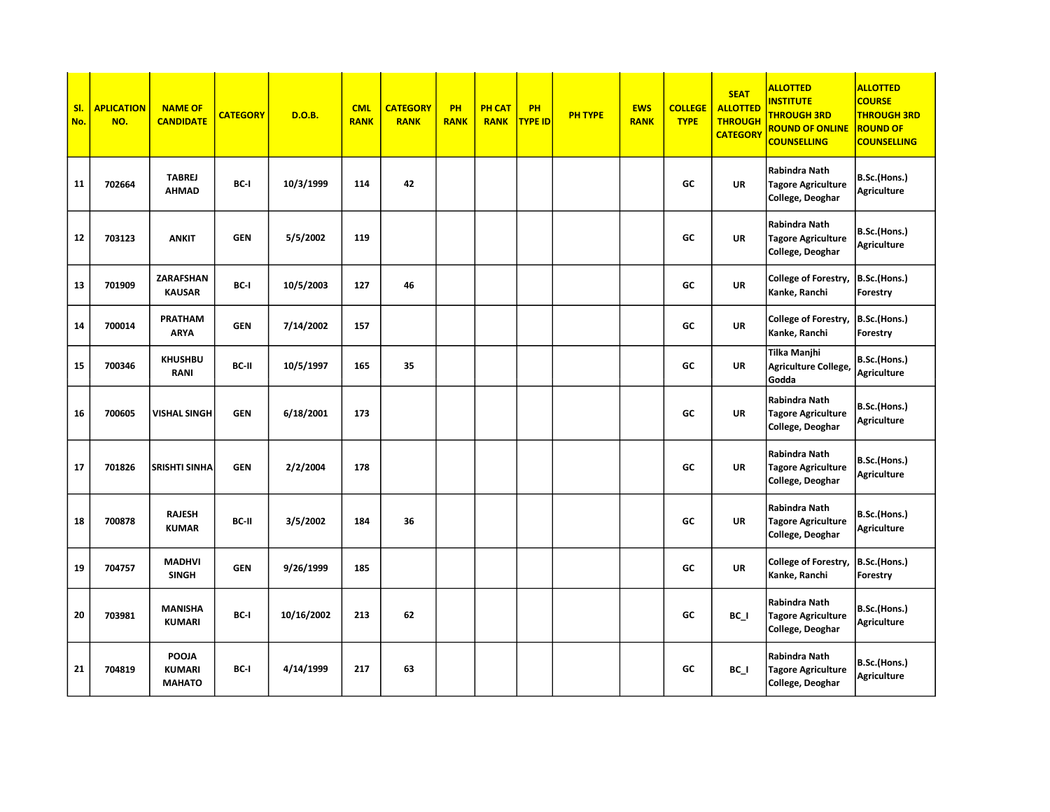| Sl. No. | APLICATION NO. | NAME OF CANDIDATE | CATEGORY | D.O.B. | CML RANK | CATEGORY RANK | PH RANK | PH CAT RANK | PH TYPE ID | PH TYPE | EWS RANK | COLLEGE TYPE | SEAT ALLOTTED THROUGH CATEGORY | ALLOTTED INSTITUTE THROUGH 3RD ROUND OF ONLINE COUNSELLING | ALLOTTED COURSE THROUGH 3RD ROUND OF COUNSELLING |
|---|---|---|---|---|---|---|---|---|---|---|---|---|---|---|---|
| 11 | 702664 | TABREJ AHMAD | BC-I | 10/3/1999 | 114 | 42 | | | | | | GC | UR | Rabindra Nath Tagore Agriculture College, Deoghar | B.Sc.(Hons.) Agriculture |
| 12 | 703123 | ANKIT | GEN | 5/5/2002 | 119 | | | | | | | GC | UR | Rabindra Nath Tagore Agriculture College, Deoghar | B.Sc.(Hons.) Agriculture |
| 13 | 701909 | ZARAFSHAN KAUSAR | BC-I | 10/5/2003 | 127 | 46 | | | | | | GC | UR | College of Forestry, Kanke, Ranchi | B.Sc.(Hons.) Forestry |
| 14 | 700014 | PRATHAM ARYA | GEN | 7/14/2002 | 157 | | | | | | | GC | UR | College of Forestry, Kanke, Ranchi | B.Sc.(Hons.) Forestry |
| 15 | 700346 | KHUSHBU RANI | BC-II | 10/5/1997 | 165 | 35 | | | | | | GC | UR | Tilka Manjhi Agriculture College, Godda | B.Sc.(Hons.) Agriculture |
| 16 | 700605 | VISHAL SINGH | GEN | 6/18/2001 | 173 | | | | | | | GC | UR | Rabindra Nath Tagore Agriculture College, Deoghar | B.Sc.(Hons.) Agriculture |
| 17 | 701826 | SRISHTI SINHA | GEN | 2/2/2004 | 178 | | | | | | | GC | UR | Rabindra Nath Tagore Agriculture College, Deoghar | B.Sc.(Hons.) Agriculture |
| 18 | 700878 | RAJESH KUMAR | BC-II | 3/5/2002 | 184 | 36 | | | | | | GC | UR | Rabindra Nath Tagore Agriculture College, Deoghar | B.Sc.(Hons.) Agriculture |
| 19 | 704757 | MADHVI SINGH | GEN | 9/26/1999 | 185 | | | | | | | GC | UR | College of Forestry, Kanke, Ranchi | B.Sc.(Hons.) Forestry |
| 20 | 703981 | MANISHA KUMARI | BC-I | 10/16/2002 | 213 | 62 | | | | | | GC | BC_I | Rabindra Nath Tagore Agriculture College, Deoghar | B.Sc.(Hons.) Agriculture |
| 21 | 704819 | POOJA KUMARI MAHATO | BC-I | 4/14/1999 | 217 | 63 | | | | | | GC | BC_I | Rabindra Nath Tagore Agriculture College, Deoghar | B.Sc.(Hons.) Agriculture |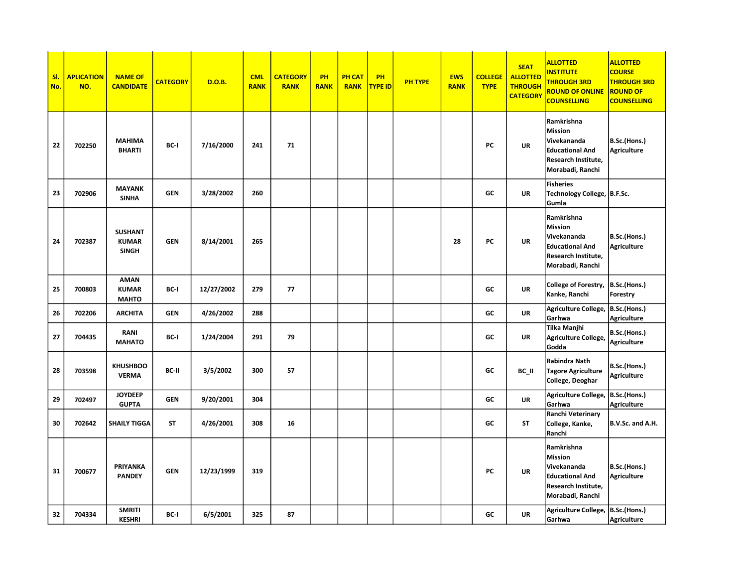| Sl. No. | APLICATION NO. | NAME OF CANDIDATE | CATEGORY | D.O.B. | CML RANK | CATEGORY RANK | PH RANK | PH CAT RANK | PH TYPE ID | PH TYPE | EWS RANK | COLLEGE TYPE | SEAT ALLOTTED THROUGH CATEGORY | ALLOTTED INSTITUTE THROUGH 3RD ROUND OF ONLINE COUNSELLING | ALLOTTED COURSE THROUGH 3RD ROUND OF COUNSELLING |
|---|---|---|---|---|---|---|---|---|---|---|---|---|---|---|---|
| 22 | 702250 | MAHIMA BHARTI | BC-I | 7/16/2000 | 241 | 71 | | | | | | PC | UR | Ramkrishna Mission Vivekananda Educational And Research Institute, Morabadi, Ranchi | B.Sc.(Hons.) Agriculture |
| 23 | 702906 | MAYANK SINHA | GEN | 3/28/2002 | 260 | | | | | | | GC | UR | Fisheries Technology College, Gumla | B.F.Sc. |
| 24 | 702387 | SUSHANT KUMAR SINGH | GEN | 8/14/2001 | 265 | | | | | | 28 | PC | UR | Ramkrishna Mission Vivekananda Educational And Research Institute, Morabadi, Ranchi | B.Sc.(Hons.) Agriculture |
| 25 | 700803 | AMAN KUMAR MAHTO | BC-I | 12/27/2002 | 279 | 77 | | | | | | GC | UR | College of Forestry, Kanke, Ranchi | B.Sc.(Hons.) Forestry |
| 26 | 702206 | ARCHITA | GEN | 4/26/2002 | 288 | | | | | | | GC | UR | Agriculture College, Garhwa | B.Sc.(Hons.) Agriculture |
| 27 | 704435 | RANI MAHATO | BC-I | 1/24/2004 | 291 | 79 | | | | | | GC | UR | Tilka Manjhi Agriculture College, Godda | B.Sc.(Hons.) Agriculture |
| 28 | 703598 | KHUSHBOO VERMA | BC-II | 3/5/2002 | 300 | 57 | | | | | | GC | BC_II | Rabindra Nath Tagore Agriculture College, Deoghar | B.Sc.(Hons.) Agriculture |
| 29 | 702497 | JOYDEEP GUPTA | GEN | 9/20/2001 | 304 | | | | | | | GC | UR | Agriculture College, Garhwa | B.Sc.(Hons.) Agriculture |
| 30 | 702642 | SHAILY TIGGA | ST | 4/26/2001 | 308 | 16 | | | | | | GC | ST | Ranchi Veterinary College, Kanke, Ranchi | B.V.Sc. and A.H. |
| 31 | 700677 | PRIYANKA PANDEY | GEN | 12/23/1999 | 319 | | | | | | | PC | UR | Ramkrishna Mission Vivekananda Educational And Research Institute, Morabadi, Ranchi | B.Sc.(Hons.) Agriculture |
| 32 | 704334 | SMRITI KESHRI | BC-I | 6/5/2001 | 325 | 87 | | | | | | GC | UR | Agriculture College, Garhwa | B.Sc.(Hons.) Agriculture |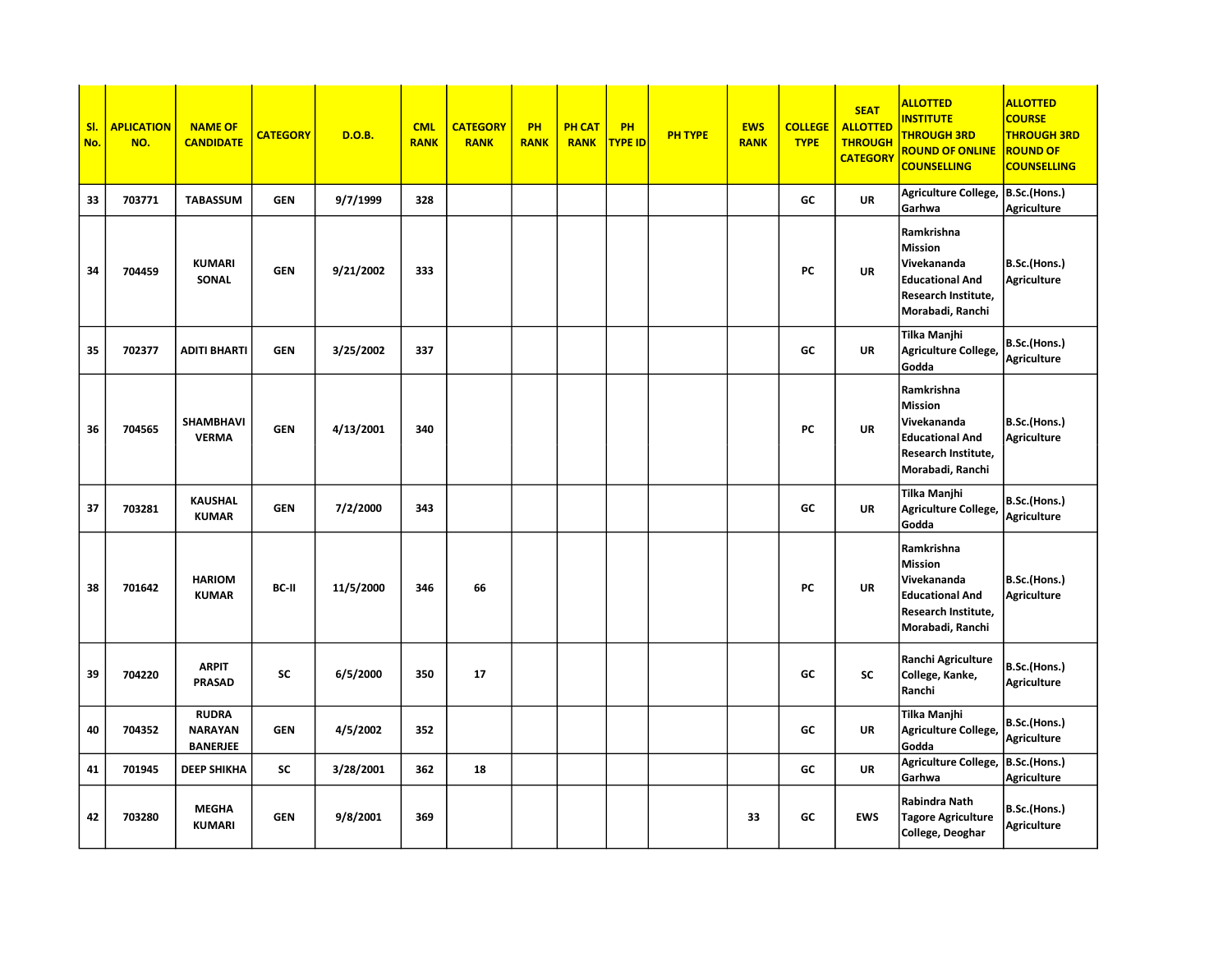| Sl. No. | APLICATION NO. | NAME OF CANDIDATE | CATEGORY | D.O.B. | CML RANK | CATEGORY RANK | PH RANK | PH CAT RANK | PH TYPE ID | PH TYPE | EWS RANK | COLLEGE TYPE | SEAT ALLOTTED THROUGH CATEGORY | ALLOTTED INSTITUTE THROUGH 3RD ROUND OF ONLINE COUNSELLING | ALLOTTED COURSE THROUGH 3RD ROUND OF COUNSELLING |
|---|---|---|---|---|---|---|---|---|---|---|---|---|---|---|---|
| 33 | 703771 | TABASSUM | GEN | 9/7/1999 | 328 | | | | | | | GC | UR | Agriculture College, Garhwa | B.Sc.(Hons.) Agriculture |
| 34 | 704459 | KUMARI SONAL | GEN | 9/21/2002 | 333 | | | | | | | PC | UR | Ramkrishna Mission Vivekananda Educational And Research Institute, Morabadi, Ranchi | B.Sc.(Hons.) Agriculture |
| 35 | 702377 | ADITI BHARTI | GEN | 3/25/2002 | 337 | | | | | | | GC | UR | Tilka Manjhi Agriculture College, Godda | B.Sc.(Hons.) Agriculture |
| 36 | 704565 | SHAMBHAVI VERMA | GEN | 4/13/2001 | 340 | | | | | | | PC | UR | Ramkrishna Mission Vivekananda Educational And Research Institute, Morabadi, Ranchi | B.Sc.(Hons.) Agriculture |
| 37 | 703281 | KAUSHAL KUMAR | GEN | 7/2/2000 | 343 | | | | | | | GC | UR | Tilka Manjhi Agriculture College, Godda | B.Sc.(Hons.) Agriculture |
| 38 | 701642 | HARIOM KUMAR | BC-II | 11/5/2000 | 346 | 66 | | | | | | PC | UR | Ramkrishna Mission Vivekananda Educational And Research Institute, Morabadi, Ranchi | B.Sc.(Hons.) Agriculture |
| 39 | 704220 | ARPIT PRASAD | SC | 6/5/2000 | 350 | 17 | | | | | | GC | SC | Ranchi Agriculture College, Kanke, Ranchi | B.Sc.(Hons.) Agriculture |
| 40 | 704352 | RUDRA NARAYAN BANERJEE | GEN | 4/5/2002 | 352 | | | | | | | GC | UR | Tilka Manjhi Agriculture College, Godda | B.Sc.(Hons.) Agriculture |
| 41 | 701945 | DEEP SHIKHA | SC | 3/28/2001 | 362 | 18 | | | | | | GC | UR | Agriculture College, Garhwa | B.Sc.(Hons.) Agriculture |
| 42 | 703280 | MEGHA KUMARI | GEN | 9/8/2001 | 369 | | | | | | 33 | GC | EWS | Rabindra Nath Tagore Agriculture College, Deoghar | B.Sc.(Hons.) Agriculture |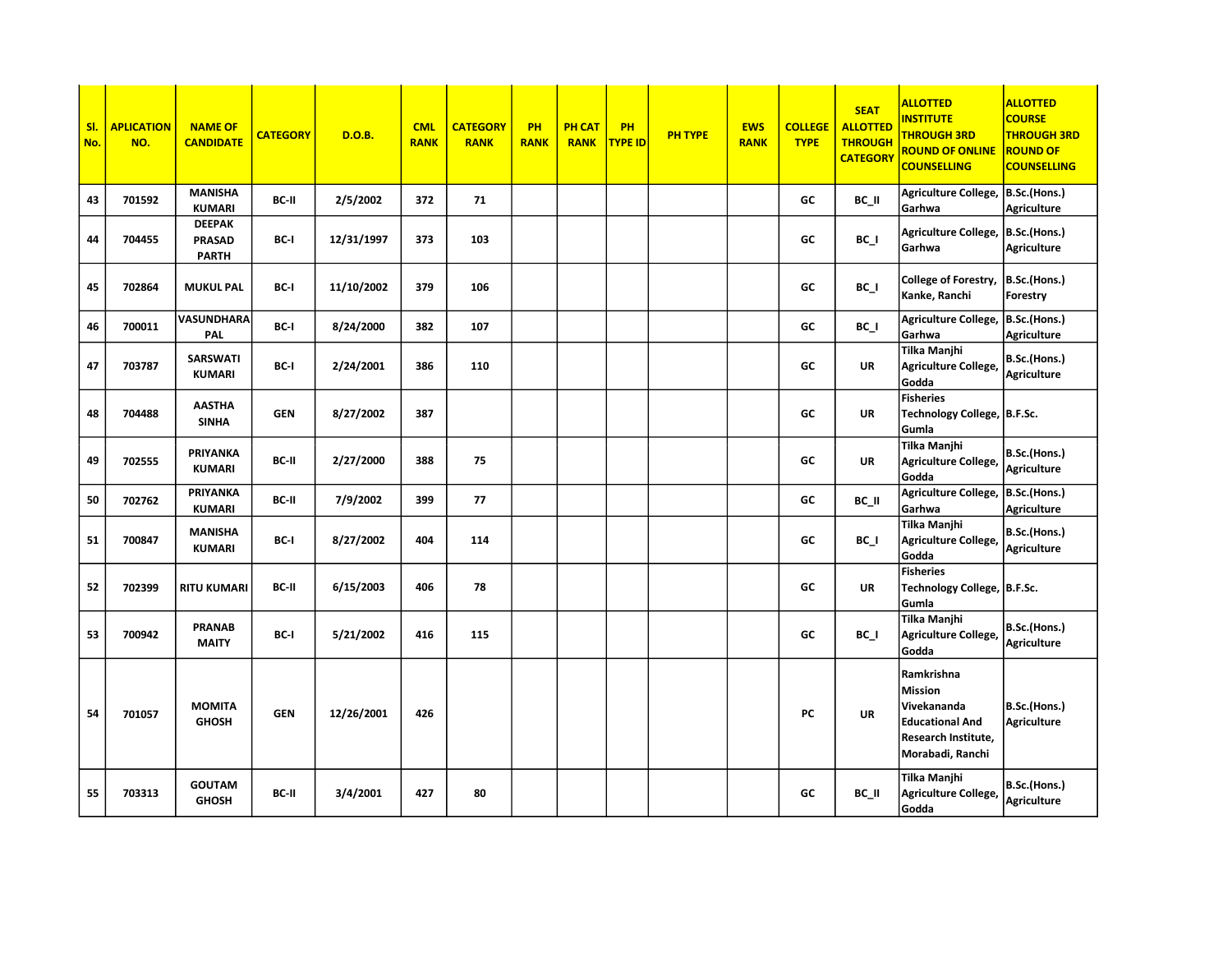| Sl. No. | APLICATION NO. | NAME OF CANDIDATE | CATEGORY | D.O.B. | CML RANK | CATEGORY RANK | PH RANK | PH CAT RANK | PH TYPE ID | PH TYPE | EWS RANK | COLLEGE TYPE | SEAT ALLOTTED THROUGH CATEGORY | ALLOTTED INSTITUTE THROUGH 3RD ROUND OF ONLINE COUNSELLING | ALLOTTED COURSE THROUGH 3RD ROUND OF COUNSELLING |
|---|---|---|---|---|---|---|---|---|---|---|---|---|---|---|---|
| 43 | 701592 | MANISHA KUMARI | BC-II | 2/5/2002 | 372 | 71 | | | | | | GC | BC_II | Agriculture College, Garhwa | B.Sc.(Hons.) Agriculture |
| 44 | 704455 | DEEPAK PRASAD PARTH | BC-I | 12/31/1997 | 373 | 103 | | | | | | GC | BC_I | Agriculture College, Garhwa | B.Sc.(Hons.) Agriculture |
| 45 | 702864 | MUKUL PAL | BC-I | 11/10/2002 | 379 | 106 | | | | | | GC | BC_I | College of Forestry, Kanke, Ranchi | B.Sc.(Hons.) Forestry |
| 46 | 700011 | VASUNDHARA PAL | BC-I | 8/24/2000 | 382 | 107 | | | | | | GC | BC_I | Agriculture College, Garhwa | B.Sc.(Hons.) Agriculture |
| 47 | 703787 | SARSWATI KUMARI | BC-I | 2/24/2001 | 386 | 110 | | | | | | GC | UR | Tilka Manjhi Agriculture College, Godda | B.Sc.(Hons.) Agriculture |
| 48 | 704488 | AASTHA SINHA | GEN | 8/27/2002 | 387 | | | | | | | GC | UR | Fisheries Technology College, Gumla | B.F.Sc. |
| 49 | 702555 | PRIYANKA KUMARI | BC-II | 2/27/2000 | 388 | 75 | | | | | | GC | UR | Tilka Manjhi Agriculture College, Godda | B.Sc.(Hons.) Agriculture |
| 50 | 702762 | PRIYANKA KUMARI | BC-II | 7/9/2002 | 399 | 77 | | | | | | GC | BC_II | Agriculture College, Garhwa | B.Sc.(Hons.) Agriculture |
| 51 | 700847 | MANISHA KUMARI | BC-I | 8/27/2002 | 404 | 114 | | | | | | GC | BC_I | Tilka Manjhi Agriculture College, Godda | B.Sc.(Hons.) Agriculture |
| 52 | 702399 | RITU KUMARI | BC-II | 6/15/2003 | 406 | 78 | | | | | | GC | UR | Fisheries Technology College, Gumla | B.F.Sc. |
| 53 | 700942 | PRANAB MAITY | BC-I | 5/21/2002 | 416 | 115 | | | | | | GC | BC_I | Tilka Manjhi Agriculture College, Godda | B.Sc.(Hons.) Agriculture |
| 54 | 701057 | MOMITA GHOSH | GEN | 12/26/2001 | 426 | | | | | | | PC | UR | Ramkrishna Mission Vivekananda Educational And Research Institute, Morabadi, Ranchi | B.Sc.(Hons.) Agriculture |
| 55 | 703313 | GOUTAM GHOSH | BC-II | 3/4/2001 | 427 | 80 | | | | | | GC | BC_II | Tilka Manjhi Agriculture College, Godda | B.Sc.(Hons.) Agriculture |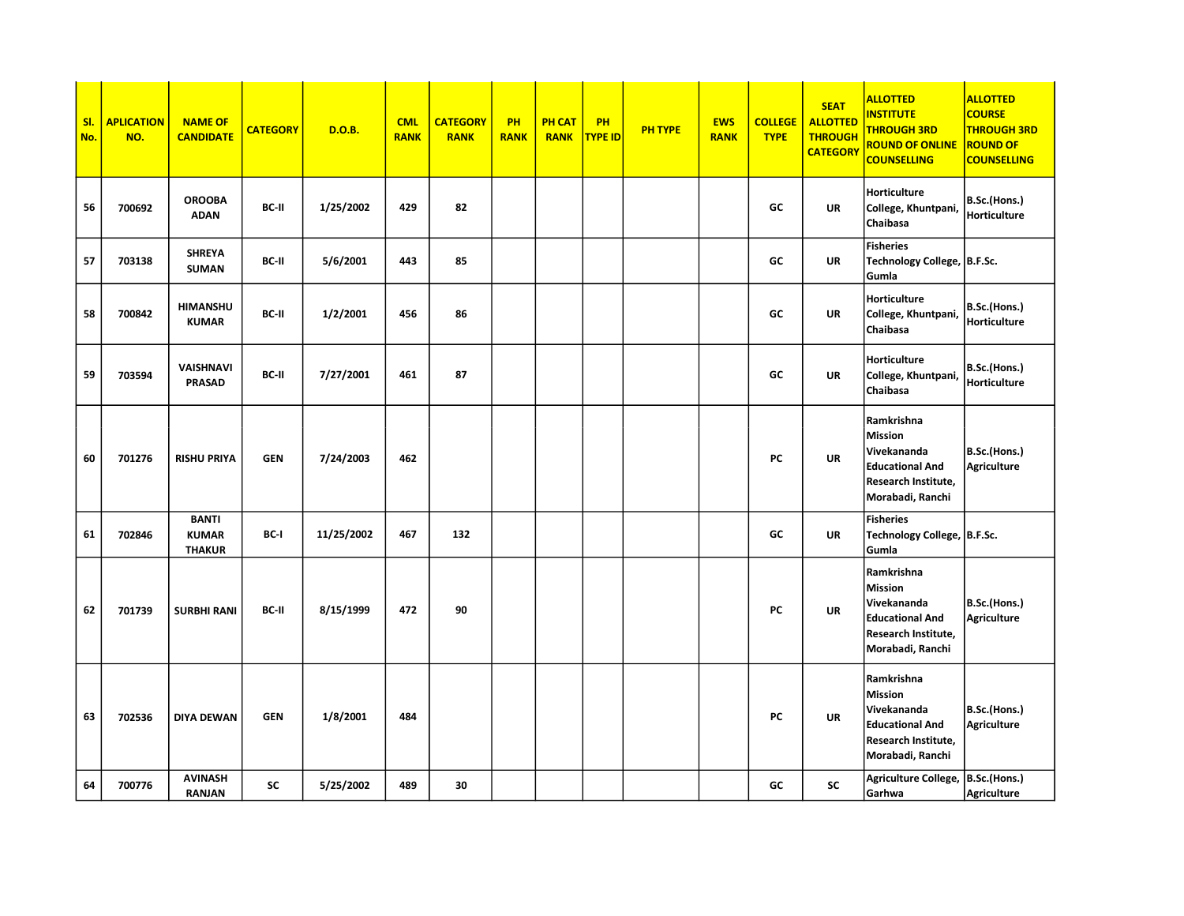| Sl. No. | APLICATION NO. | NAME OF CANDIDATE | CATEGORY | D.O.B. | CML RANK | CATEGORY RANK | PH RANK | PH CAT RANK | PH TYPE ID | PH TYPE | EWS RANK | COLLEGE TYPE | SEAT ALLOTTED THROUGH CATEGORY | ALLOTTED INSTITUTE THROUGH 3RD ROUND OF ONLINE COUNSELLING | ALLOTTED COURSE THROUGH 3RD ROUND OF COUNSELLING |
|---|---|---|---|---|---|---|---|---|---|---|---|---|---|---|---|
| 56 | 700692 | OROOBA ADAN | BC-II | 1/25/2002 | 429 | 82 | | | | | | GC | UR | Horticulture College, Khuntpani, Chaibasa | B.Sc.(Hons.) Horticulture |
| 57 | 703138 | SHREYA SUMAN | BC-II | 5/6/2001 | 443 | 85 | | | | | | GC | UR | Fisheries Technology College, Gumla | B.F.Sc. |
| 58 | 700842 | HIMANSHU KUMAR | BC-II | 1/2/2001 | 456 | 86 | | | | | | GC | UR | Horticulture College, Khuntpani, Chaibasa | B.Sc.(Hons.) Horticulture |
| 59 | 703594 | VAISHNAVI PRASAD | BC-II | 7/27/2001 | 461 | 87 | | | | | | GC | UR | Horticulture College, Khuntpani, Chaibasa | B.Sc.(Hons.) Horticulture |
| 60 | 701276 | RISHU PRIYA | GEN | 7/24/2003 | 462 | | | | | | | PC | UR | Ramkrishna Mission Vivekananda Educational And Research Institute, Morabadi, Ranchi | B.Sc.(Hons.) Agriculture |
| 61 | 702846 | BANTI KUMAR THAKUR | BC-I | 11/25/2002 | 467 | 132 | | | | | | GC | UR | Fisheries Technology College, Gumla | B.F.Sc. |
| 62 | 701739 | SURBHI RANI | BC-II | 8/15/1999 | 472 | 90 | | | | | | PC | UR | Ramkrishna Mission Vivekananda Educational And Research Institute, Morabadi, Ranchi | B.Sc.(Hons.) Agriculture |
| 63 | 702536 | DIYA DEWAN | GEN | 1/8/2001 | 484 | | | | | | | PC | UR | Ramkrishna Mission Vivekananda Educational And Research Institute, Morabadi, Ranchi | B.Sc.(Hons.) Agriculture |
| 64 | 700776 | AVINASH RANJAN | SC | 5/25/2002 | 489 | 30 | | | | | | GC | SC | Agriculture College, Garhwa | B.Sc.(Hons.) Agriculture |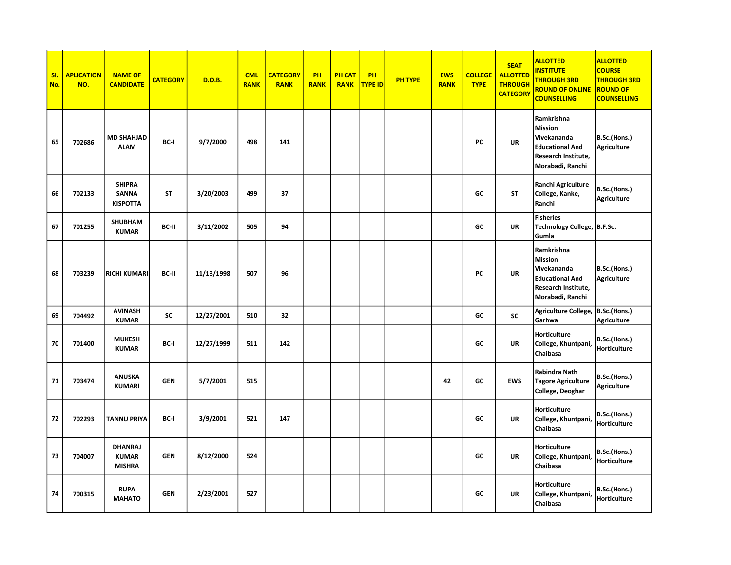| Sl. No. | APLICATION NO. | NAME OF CANDIDATE | CATEGORY | D.O.B. | CML RANK | CATEGORY RANK | PH RANK | PH CAT RANK | PH TYPE ID | PH TYPE | EWS RANK | COLLEGE TYPE | SEAT ALLOTTED THROUGH CATEGORY | ALLOTTED INSTITUTE THROUGH 3RD ROUND OF ONLINE COUNSELLING | ALLOTTED COURSE THROUGH 3RD ROUND OF COUNSELLING |
|---|---|---|---|---|---|---|---|---|---|---|---|---|---|---|---|
| 65 | 702686 | MD SHAHJAD ALAM | BC-I | 9/7/2000 | 498 | 141 | | | | | | PC | UR | Ramkrishna Mission Vivekananda Educational And Research Institute, Morabadi, Ranchi | B.Sc.(Hons.) Agriculture |
| 66 | 702133 | SHIPRA SANNA KISPOTTA | ST | 3/20/2003 | 499 | 37 | | | | | | GC | ST | Ranchi Agriculture College, Kanke, Ranchi | B.Sc.(Hons.) Agriculture |
| 67 | 701255 | SHUBHAM KUMAR | BC-II | 3/11/2002 | 505 | 94 | | | | | | GC | UR | Fisheries Technology College, Gumla | B.F.Sc. |
| 68 | 703239 | RICHI KUMARI | BC-II | 11/13/1998 | 507 | 96 | | | | | | PC | UR | Ramkrishna Mission Vivekananda Educational And Research Institute, Morabadi, Ranchi | B.Sc.(Hons.) Agriculture |
| 69 | 704492 | AVINASH KUMAR | SC | 12/27/2001 | 510 | 32 | | | | | | GC | SC | Agriculture College, Garhwa | B.Sc.(Hons.) Agriculture |
| 70 | 701400 | MUKESH KUMAR | BC-I | 12/27/1999 | 511 | 142 | | | | | | GC | UR | Horticulture College, Khuntpani, Chaibasa | B.Sc.(Hons.) Horticulture |
| 71 | 703474 | ANUSKA KUMARI | GEN | 5/7/2001 | 515 | | | | | | 42 | GC | EWS | Rabindra Nath Tagore Agriculture College, Deoghar | B.Sc.(Hons.) Agriculture |
| 72 | 702293 | TANNU PRIYA | BC-I | 3/9/2001 | 521 | 147 | | | | | | GC | UR | Horticulture College, Khuntpani, Chaibasa | B.Sc.(Hons.) Horticulture |
| 73 | 704007 | DHANRAJ KUMAR MISHRA | GEN | 8/12/2000 | 524 | | | | | | | GC | UR | Horticulture College, Khuntpani, Chaibasa | B.Sc.(Hons.) Horticulture |
| 74 | 700315 | RUPA MAHATO | GEN | 2/23/2001 | 527 | | | | | | | GC | UR | Horticulture College, Khuntpani, Chaibasa | B.Sc.(Hons.) Horticulture |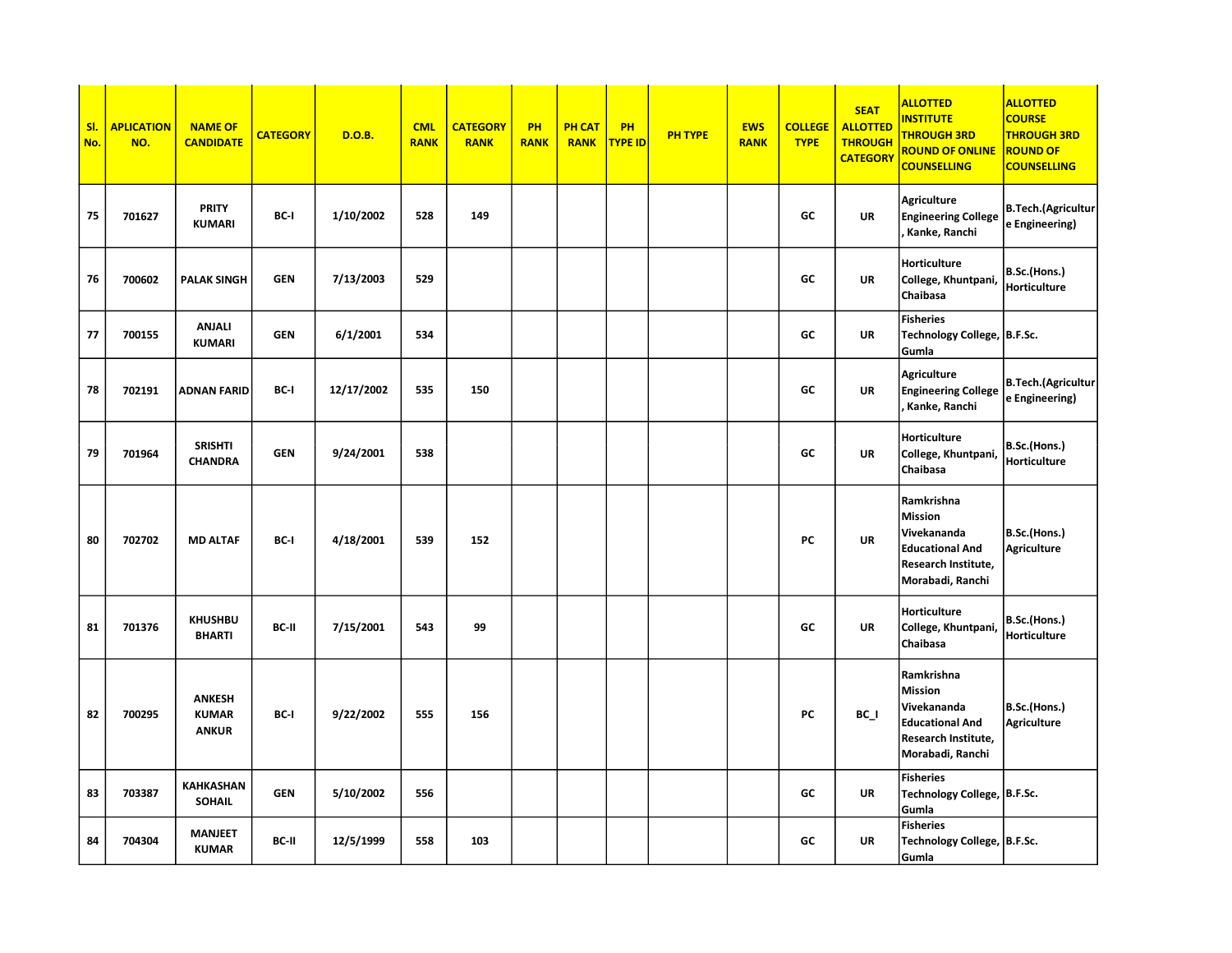| Sl. No. | APLICATION NO. | NAME OF CANDIDATE | CATEGORY | D.O.B. | CML RANK | CATEGORY RANK | PH RANK | PH CAT RANK | PH TYPE ID | PH TYPE | EWS RANK | COLLEGE TYPE | SEAT ALLOTTED THROUGH CATEGORY | ALLOTTED INSTITUTE THROUGH 3RD ROUND OF ONLINE COUNSELLING | ALLOTTED COURSE THROUGH 3RD ROUND OF COUNSELLING |
|---|---|---|---|---|---|---|---|---|---|---|---|---|---|---|---|
| 75 | 701627 | PRITY KUMARI | BC-I | 1/10/2002 | 528 | 149 | | | | | | GC | UR | Agriculture Engineering College , Kanke, Ranchi | B.Tech.(Agriculture Engineering) |
| 76 | 700602 | PALAK SINGH | GEN | 7/13/2003 | 529 | | | | | | | GC | UR | Horticulture College, Khuntpani, Chaibasa | B.Sc.(Hons.) Horticulture |
| 77 | 700155 | ANJALI KUMARI | GEN | 6/1/2001 | 534 | | | | | | | GC | UR | Fisheries Technology College, Gumla | B.F.Sc. |
| 78 | 702191 | ADNAN FARID | BC-I | 12/17/2002 | 535 | 150 | | | | | | GC | UR | Agriculture Engineering College , Kanke, Ranchi | B.Tech.(Agriculture Engineering) |
| 79 | 701964 | SRISHTI CHANDRA | GEN | 9/24/2001 | 538 | | | | | | | GC | UR | Horticulture College, Khuntpani, Chaibasa | B.Sc.(Hons.) Horticulture |
| 80 | 702702 | MD ALTAF | BC-I | 4/18/2001 | 539 | 152 | | | | | | PC | UR | Ramkrishna Mission Vivekananda Educational And Research Institute, Morabadi, Ranchi | B.Sc.(Hons.) Agriculture |
| 81 | 701376 | KHUSHBU BHARTI | BC-II | 7/15/2001 | 543 | 99 | | | | | | GC | UR | Horticulture College, Khuntpani, Chaibasa | B.Sc.(Hons.) Horticulture |
| 82 | 700295 | ANKESH KUMAR ANKUR | BC-I | 9/22/2002 | 555 | 156 | | | | | | PC | BC_I | Ramkrishna Mission Vivekananda Educational And Research Institute, Morabadi, Ranchi | B.Sc.(Hons.) Agriculture |
| 83 | 703387 | KAHKASHAN SOHAIL | GEN | 5/10/2002 | 556 | | | | | | | GC | UR | Fisheries Technology College, Gumla | B.F.Sc. |
| 84 | 704304 | MANJEET KUMAR | BC-II | 12/5/1999 | 558 | 103 | | | | | | GC | UR | Fisheries Technology College, Gumla | B.F.Sc. |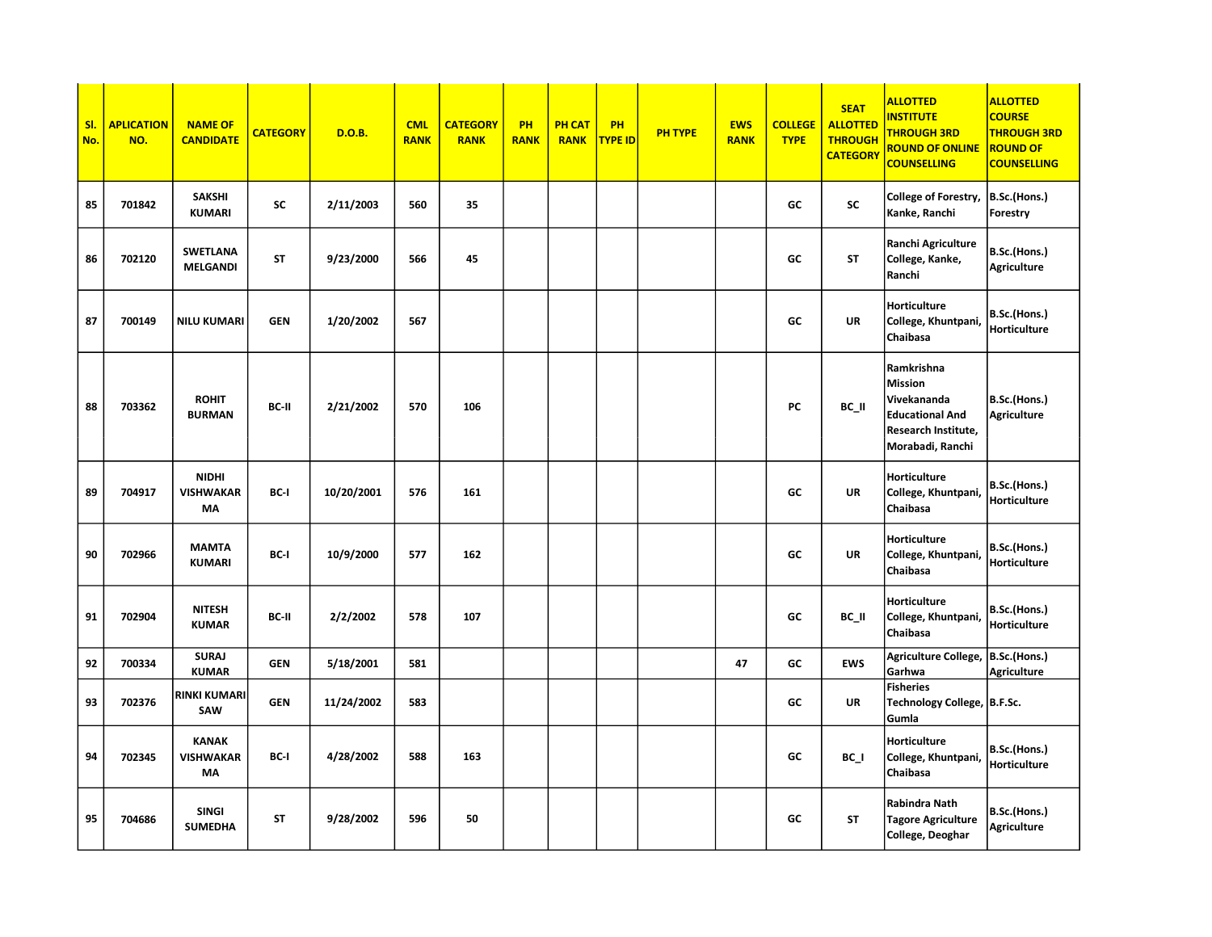| Sl. No. | APLICATION NO. | NAME OF CANDIDATE | CATEGORY | D.O.B. | CML RANK | CATEGORY RANK | PH RANK | PH CAT RANK | PH TYPE ID | PH TYPE | EWS RANK | COLLEGE TYPE | SEAT ALLOTTED THROUGH CATEGORY | ALLOTTED INSTITUTE THROUGH 3RD ROUND OF ONLINE COUNSELLING | ALLOTTED COURSE THROUGH 3RD ROUND OF COUNSELLING |
|---|---|---|---|---|---|---|---|---|---|---|---|---|---|---|---|
| 85 | 701842 | SAKSHI KUMARI | SC | 2/11/2003 | 560 | 35 | | | | | | GC | SC | College of Forestry, Kanke, Ranchi | B.Sc.(Hons.) Forestry |
| 86 | 702120 | SWETLANA MELGANDI | ST | 9/23/2000 | 566 | 45 | | | | | | GC | ST | Ranchi Agriculture College, Kanke, Ranchi | B.Sc.(Hons.) Agriculture |
| 87 | 700149 | NILU KUMARI | GEN | 1/20/2002 | 567 | | | | | | | GC | UR | Horticulture College, Khuntpani, Chaibasa | B.Sc.(Hons.) Horticulture |
| 88 | 703362 | ROHIT BURMAN | BC-II | 2/21/2002 | 570 | 106 | | | | | | PC | BC_II | Ramkrishna Mission Vivekananda Educational And Research Institute, Morabadi, Ranchi | B.Sc.(Hons.) Agriculture |
| 89 | 704917 | NIDHI VISHWAKARMA | BC-I | 10/20/2001 | 576 | 161 | | | | | | GC | UR | Horticulture College, Khuntpani, Chaibasa | B.Sc.(Hons.) Horticulture |
| 90 | 702966 | MAMTA KUMARI | BC-I | 10/9/2000 | 577 | 162 | | | | | | GC | UR | Horticulture College, Khuntpani, Chaibasa | B.Sc.(Hons.) Horticulture |
| 91 | 702904 | NITESH KUMAR | BC-II | 2/2/2002 | 578 | 107 | | | | | | GC | BC_II | Horticulture College, Khuntpani, Chaibasa | B.Sc.(Hons.) Horticulture |
| 92 | 700334 | SURAJ KUMAR | GEN | 5/18/2001 | 581 | | | | | | 47 | GC | EWS | Agriculture College, Garhwa | B.Sc.(Hons.) Agriculture |
| 93 | 702376 | RINKI KUMARI SAW | GEN | 11/24/2002 | 583 | | | | | | | GC | UR | Fisheries Technology College, Gumla | B.F.Sc. |
| 94 | 702345 | KANAK VISHWAKARMA | BC-I | 4/28/2002 | 588 | 163 | | | | | | GC | BC_I | Horticulture College, Khuntpani, Chaibasa | B.Sc.(Hons.) Horticulture |
| 95 | 704686 | SINGI SUMEDHA | ST | 9/28/2002 | 596 | 50 | | | | | | GC | ST | Rabindra Nath Tagore Agriculture College, Deoghar | B.Sc.(Hons.) Agriculture |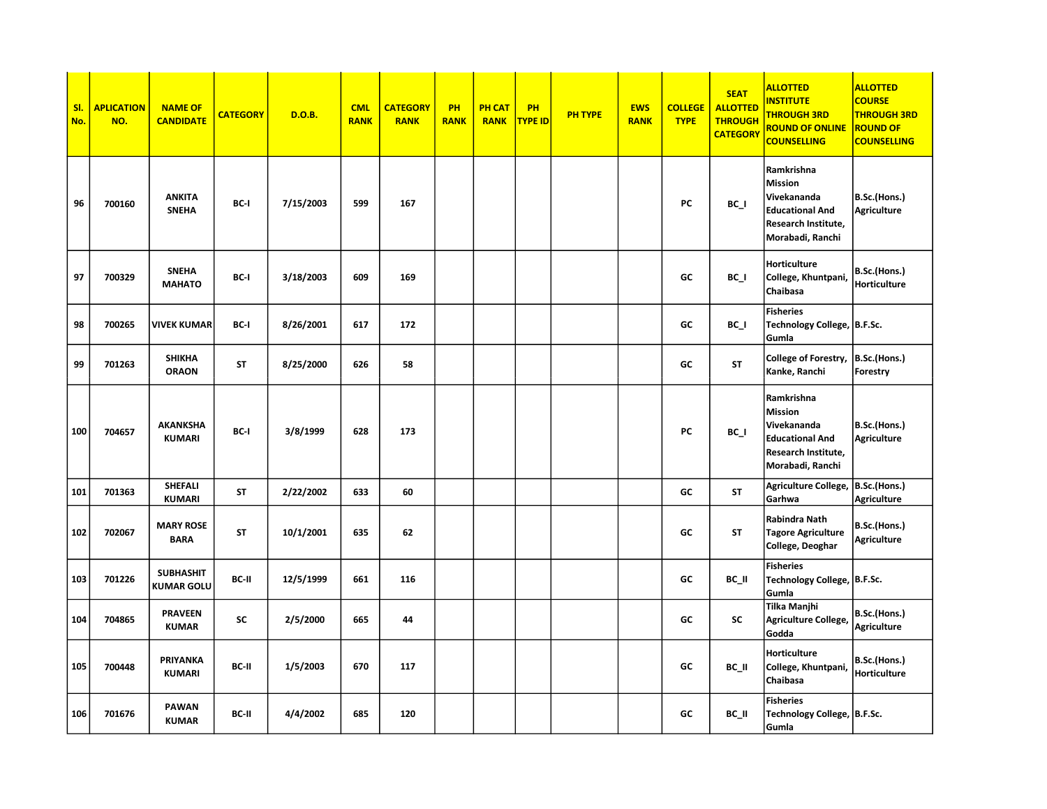| Sl. No. | APLICATION NO. | NAME OF CANDIDATE | CATEGORY | D.O.B. | CML RANK | CATEGORY RANK | PH RANK | PH CAT RANK | PH TYPE ID | PH TYPE | EWS RANK | COLLEGE TYPE | SEAT ALLOTTED THROUGH CATEGORY | ALLOTTED INSTITUTE THROUGH 3RD ROUND OF ONLINE COUNSELLING | ALLOTTED COURSE THROUGH 3RD ROUND OF COUNSELLING |
|---|---|---|---|---|---|---|---|---|---|---|---|---|---|---|---|
| 96 | 700160 | ANKITA SNEHA | BC-I | 7/15/2003 | 599 | 167 | | | | | | PC | BC_I | Ramkrishna Mission Vivekananda Educational And Research Institute, Morabadi, Ranchi | B.Sc.(Hons.) Agriculture |
| 97 | 700329 | SNEHA MAHATO | BC-I | 3/18/2003 | 609 | 169 | | | | | | GC | BC_I | Horticulture College, Khuntpani, Chaibasa | B.Sc.(Hons.) Horticulture |
| 98 | 700265 | VIVEK KUMAR | BC-I | 8/26/2001 | 617 | 172 | | | | | | GC | BC_I | Fisheries Technology College, Gumla | B.F.Sc. |
| 99 | 701263 | SHIKHA ORAON | ST | 8/25/2000 | 626 | 58 | | | | | | GC | ST | College of Forestry, Kanke, Ranchi | B.Sc.(Hons.) Forestry |
| 100 | 704657 | AKANKSHA KUMARI | BC-I | 3/8/1999 | 628 | 173 | | | | | | PC | BC_I | Ramkrishna Mission Vivekananda Educational And Research Institute, Morabadi, Ranchi | B.Sc.(Hons.) Agriculture |
| 101 | 701363 | SHEFALI KUMARI | ST | 2/22/2002 | 633 | 60 | | | | | | GC | ST | Agriculture College, Garhwa | B.Sc.(Hons.) Agriculture |
| 102 | 702067 | MARY ROSE BARA | ST | 10/1/2001 | 635 | 62 | | | | | | GC | ST | Rabindra Nath Tagore Agriculture College, Deoghar | B.Sc.(Hons.) Agriculture |
| 103 | 701226 | SUBHASHIT KUMAR GOLU | BC-II | 12/5/1999 | 661 | 116 | | | | | | GC | BC_II | Fisheries Technology College, Gumla | B.F.Sc. |
| 104 | 704865 | PRAVEEN KUMAR | SC | 2/5/2000 | 665 | 44 | | | | | | GC | SC | Tilka Manjhi Agriculture College, Godda | B.Sc.(Hons.) Agriculture |
| 105 | 700448 | PRIYANKA KUMARI | BC-II | 1/5/2003 | 670 | 117 | | | | | | GC | BC_II | Horticulture College, Khuntpani, Chaibasa | B.Sc.(Hons.) Horticulture |
| 106 | 701676 | PAWAN KUMAR | BC-II | 4/4/2002 | 685 | 120 | | | | | | GC | BC_II | Fisheries Technology College, Gumla | B.F.Sc. |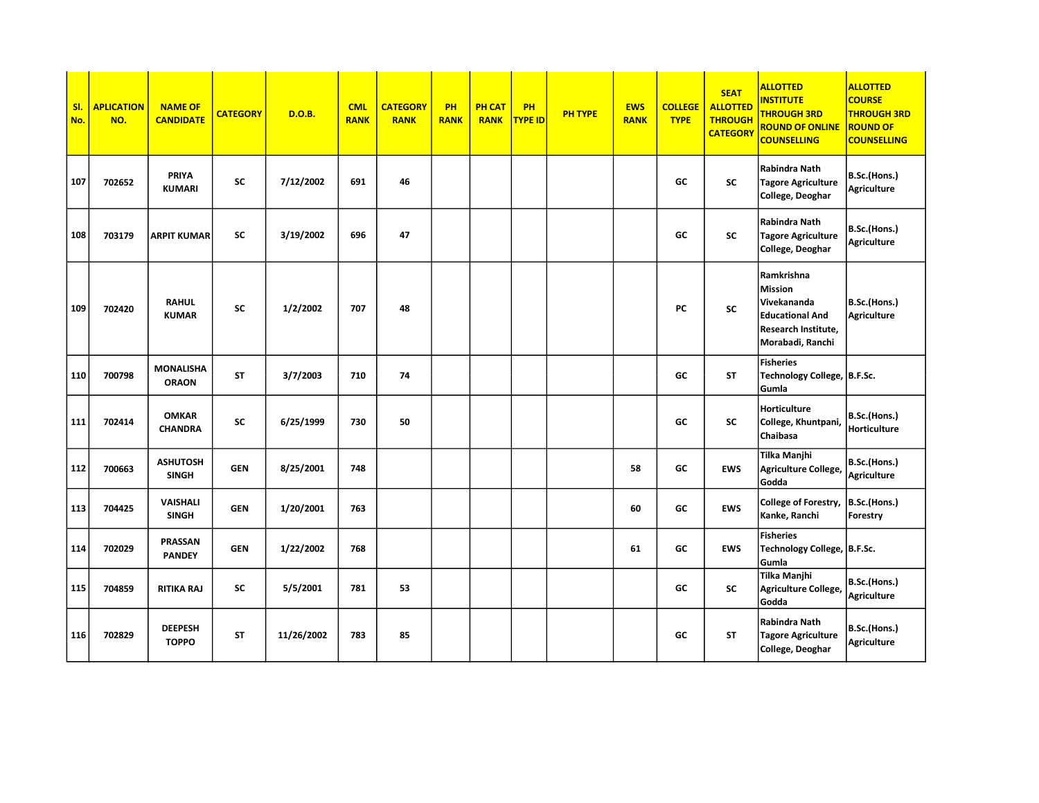| Sl. No. | APLICATION NO. | NAME OF CANDIDATE | CATEGORY | D.O.B. | CML RANK | CATEGORY RANK | PH RANK | PH CAT RANK | PH TYPE ID | PH TYPE | EWS RANK | COLLEGE TYPE | SEAT ALLOTTED THROUGH CATEGORY | ALLOTTED INSTITUTE THROUGH 3RD ROUND OF ONLINE COUNSELLING | ALLOTTED COURSE THROUGH 3RD ROUND OF COUNSELLING |
|---|---|---|---|---|---|---|---|---|---|---|---|---|---|---|---|
| 107 | 702652 | PRIYA KUMARI | SC | 7/12/2002 | 691 | 46 | | | | | | GC | SC | Rabindra Nath Tagore Agriculture College, Deoghar | B.Sc.(Hons.) Agriculture |
| 108 | 703179 | ARPIT KUMAR | SC | 3/19/2002 | 696 | 47 | | | | | | GC | SC | Rabindra Nath Tagore Agriculture College, Deoghar | B.Sc.(Hons.) Agriculture |
| 109 | 702420 | RAHUL KUMAR | SC | 1/2/2002 | 707 | 48 | | | | | | PC | SC | Ramkrishna Mission Vivekananda Educational And Research Institute, Morabadi, Ranchi | B.Sc.(Hons.) Agriculture |
| 110 | 700798 | MONALISHA ORAON | ST | 3/7/2003 | 710 | 74 | | | | | | GC | ST | Fisheries Technology College, Gumla | B.F.Sc. |
| 111 | 702414 | OMKAR CHANDRA | SC | 6/25/1999 | 730 | 50 | | | | | | GC | SC | Horticulture College, Khuntpani, Chaibasa | B.Sc.(Hons.) Horticulture |
| 112 | 700663 | ASHUTOSH SINGH | GEN | 8/25/2001 | 748 | | | | | | 58 | GC | EWS | Tilka Manjhi Agriculture College, Godda | B.Sc.(Hons.) Agriculture |
| 113 | 704425 | VAISHALI SINGH | GEN | 1/20/2001 | 763 | | | | | | 60 | GC | EWS | College of Forestry, Kanke, Ranchi | B.Sc.(Hons.) Forestry |
| 114 | 702029 | PRASSAN PANDEY | GEN | 1/22/2002 | 768 | | | | | | 61 | GC | EWS | Fisheries Technology College, Gumla | B.F.Sc. |
| 115 | 704859 | RITIKA RAJ | SC | 5/5/2001 | 781 | 53 | | | | | | GC | SC | Tilka Manjhi Agriculture College, Godda | B.Sc.(Hons.) Agriculture |
| 116 | 702829 | DEEPESH TOPPO | ST | 11/26/2002 | 783 | 85 | | | | | | GC | ST | Rabindra Nath Tagore Agriculture College, Deoghar | B.Sc.(Hons.) Agriculture |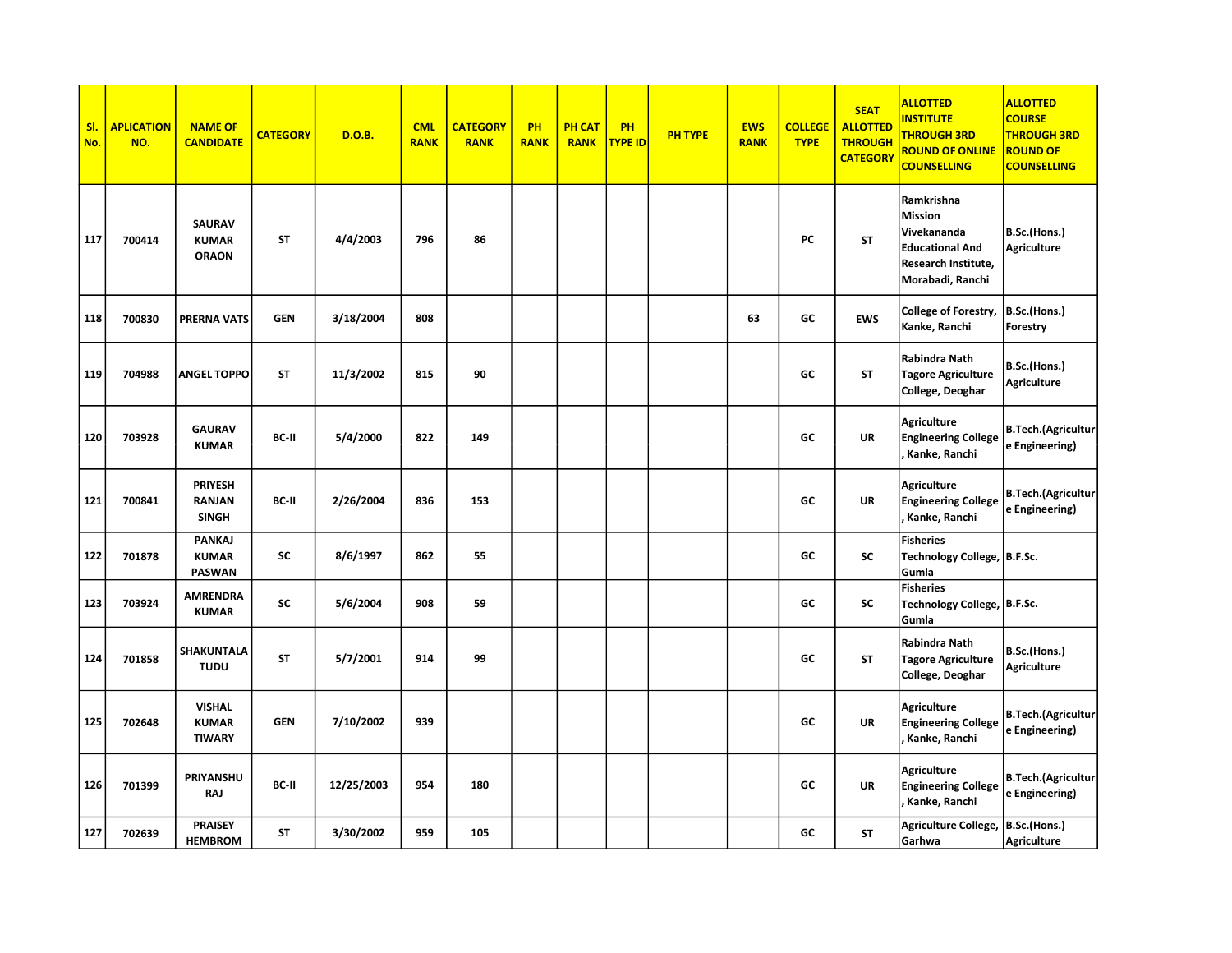| Sl. No. | APLICATION NO. | NAME OF CANDIDATE | CATEGORY | D.O.B. | CML RANK | CATEGORY RANK | PH RANK | PH CAT RANK | PH TYPE ID | PH TYPE | EWS RANK | COLLEGE TYPE | SEAT ALLOTTED THROUGH CATEGORY | ALLOTTED INSTITUTE THROUGH 3RD ROUND OF ONLINE COUNSELLING | ALLOTTED COURSE THROUGH 3RD ROUND OF COUNSELLING |
|---|---|---|---|---|---|---|---|---|---|---|---|---|---|---|---|
| 117 | 700414 | SAURAV KUMAR ORAON | ST | 4/4/2003 | 796 | 86 | | | | | | PC | ST | Ramkrishna Mission Vivekananda Educational And Research Institute, Morabadi, Ranchi | B.Sc.(Hons.) Agriculture |
| 118 | 700830 | PRERNA VATS | GEN | 3/18/2004 | 808 | | | | | | 63 | GC | EWS | College of Forestry, Kanke, Ranchi | B.Sc.(Hons.) Forestry |
| 119 | 704988 | ANGEL TOPPO | ST | 11/3/2002 | 815 | 90 | | | | | | GC | ST | Rabindra Nath Tagore Agriculture College, Deoghar | B.Sc.(Hons.) Agriculture |
| 120 | 703928 | GAURAV KUMAR | BC-II | 5/4/2000 | 822 | 149 | | | | | | GC | UR | Agriculture Engineering College , Kanke, Ranchi | B.Tech.(Agriculture Engineering) |
| 121 | 700841 | PRIYESH RANJAN SINGH | BC-II | 2/26/2004 | 836 | 153 | | | | | | GC | UR | Agriculture Engineering College , Kanke, Ranchi | B.Tech.(Agriculture Engineering) |
| 122 | 701878 | PANKAJ KUMAR PASWAN | SC | 8/6/1997 | 862 | 55 | | | | | | GC | SC | Fisheries Technology College, Gumla | B.F.Sc. |
| 123 | 703924 | AMRENDRA KUMAR | SC | 5/6/2004 | 908 | 59 | | | | | | GC | SC | Fisheries Technology College, Gumla | B.F.Sc. |
| 124 | 701858 | SHAKUNTALA TUDU | ST | 5/7/2001 | 914 | 99 | | | | | | GC | ST | Rabindra Nath Tagore Agriculture College, Deoghar | B.Sc.(Hons.) Agriculture |
| 125 | 702648 | VISHAL KUMAR TIWARY | GEN | 7/10/2002 | 939 | | | | | | | GC | UR | Agriculture Engineering College , Kanke, Ranchi | B.Tech.(Agriculture Engineering) |
| 126 | 701399 | PRIYANSHU RAJ | BC-II | 12/25/2003 | 954 | 180 | | | | | | GC | UR | Agriculture Engineering College , Kanke, Ranchi | B.Tech.(Agriculture Engineering) |
| 127 | 702639 | PRAISEY HEMBROM | ST | 3/30/2002 | 959 | 105 | | | | | | GC | ST | Agriculture College, Garhwa | B.Sc.(Hons.) Agriculture |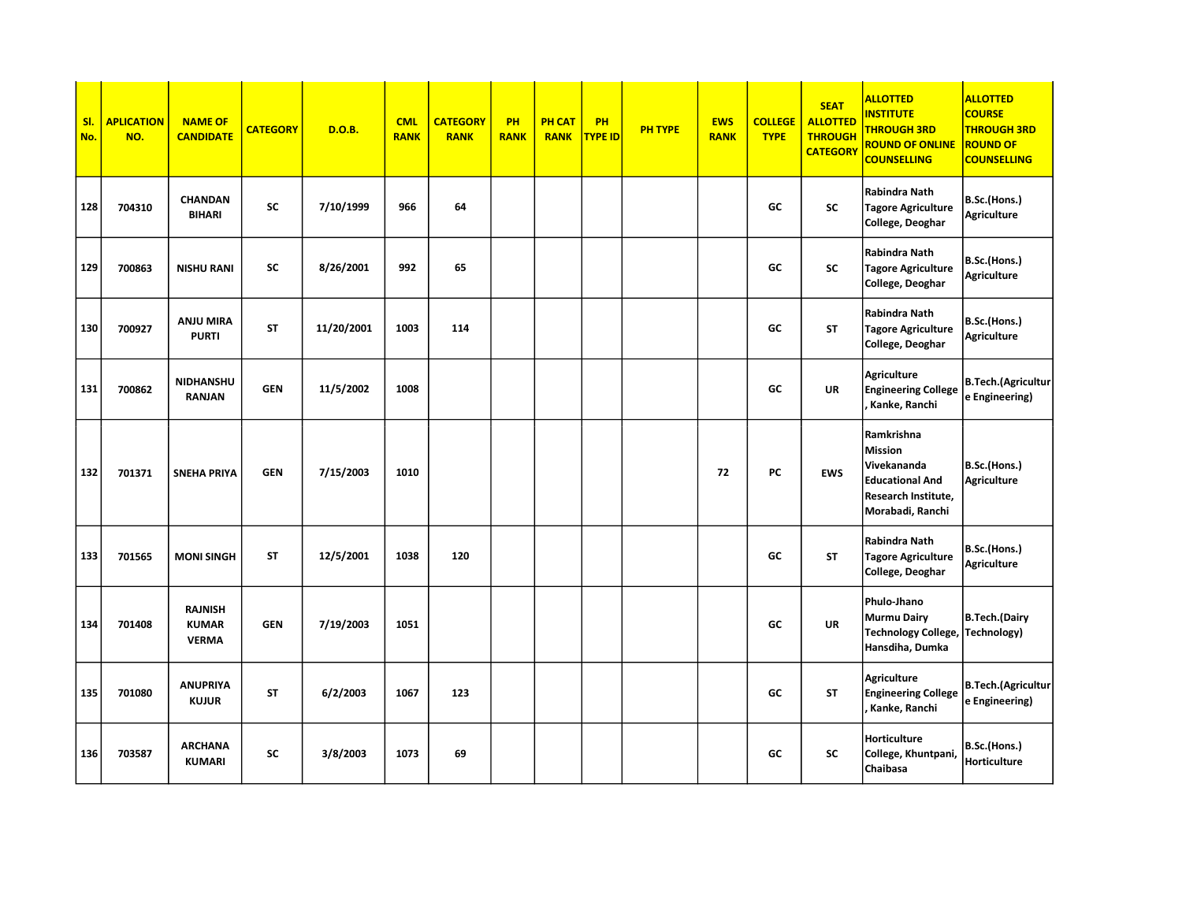| Sl. No. | APLICATION NO. | NAME OF CANDIDATE | CATEGORY | D.O.B. | CML RANK | CATEGORY RANK | PH RANK | PH CAT RANK | PH TYPE ID | PH TYPE | EWS RANK | COLLEGE TYPE | SEAT ALLOTTED THROUGH CATEGORY | ALLOTTED INSTITUTE THROUGH 3RD ROUND OF ONLINE COUNSELLING | ALLOTTED COURSE THROUGH 3RD ROUND OF COUNSELLING |
|---|---|---|---|---|---|---|---|---|---|---|---|---|---|---|---|
| 128 | 704310 | CHANDAN BIHARI | SC | 7/10/1999 | 966 | 64 | | | | | | GC | SC | Rabindra Nath Tagore Agriculture College, Deoghar | B.Sc.(Hons.) Agriculture |
| 129 | 700863 | NISHU RANI | SC | 8/26/2001 | 992 | 65 | | | | | | GC | SC | Rabindra Nath Tagore Agriculture College, Deoghar | B.Sc.(Hons.) Agriculture |
| 130 | 700927 | ANJU MIRA PURTI | ST | 11/20/2001 | 1003 | 114 | | | | | | GC | ST | Rabindra Nath Tagore Agriculture College, Deoghar | B.Sc.(Hons.) Agriculture |
| 131 | 700862 | NIDHANSHU RANJAN | GEN | 11/5/2002 | 1008 | | | | | | | GC | UR | Agriculture Engineering College , Kanke, Ranchi | B.Tech.(Agriculture Engineering) |
| 132 | 701371 | SNEHA PRIYA | GEN | 7/15/2003 | 1010 | | | | | | 72 | PC | EWS | Ramkrishna Mission Vivekananda Educational And Research Institute, Morabadi, Ranchi | B.Sc.(Hons.) Agriculture |
| 133 | 701565 | MONI SINGH | ST | 12/5/2001 | 1038 | 120 | | | | | | GC | ST | Rabindra Nath Tagore Agriculture College, Deoghar | B.Sc.(Hons.) Agriculture |
| 134 | 701408 | RAJNISH KUMAR VERMA | GEN | 7/19/2003 | 1051 | | | | | | | GC | UR | Phulo-Jhano Murmu Dairy Technology College, Hansdiha, Dumka | B.Tech.(Dairy Technology) |
| 135 | 701080 | ANUPRIYA KUJUR | ST | 6/2/2003 | 1067 | 123 | | | | | | GC | ST | Agriculture Engineering College , Kanke, Ranchi | B.Tech.(Agriculture Engineering) |
| 136 | 703587 | ARCHANA KUMARI | SC | 3/8/2003 | 1073 | 69 | | | | | | GC | SC | Horticulture College, Khuntpani, Chaibasa | B.Sc.(Hons.) Horticulture |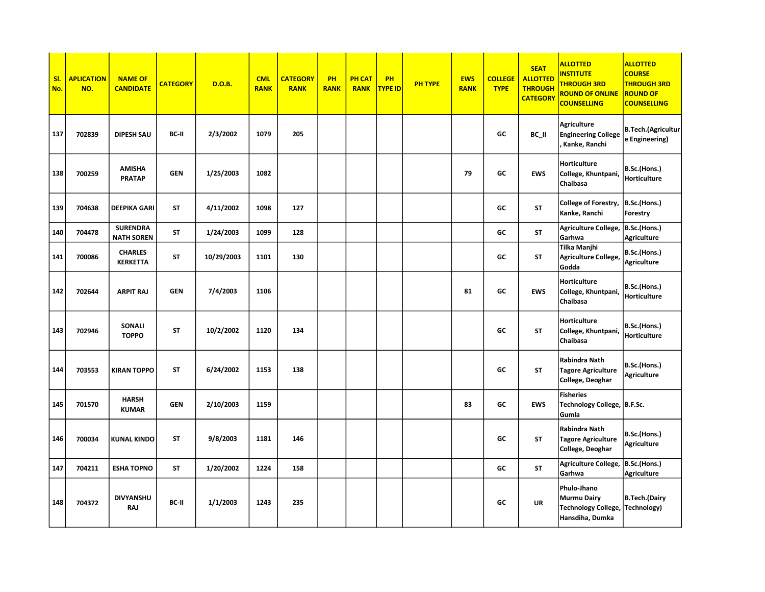| Sl. No. | APLICATION NO. | NAME OF CANDIDATE | CATEGORY | D.O.B. | CML RANK | CATEGORY RANK | PH RANK | PH CAT RANK | PH TYPE ID | PH TYPE | EWS RANK | COLLEGE TYPE | SEAT ALLOTTED THROUGH CATEGORY | ALLOTTED INSTITUTE THROUGH 3RD ROUND OF ONLINE COUNSELLING | ALLOTTED COURSE THROUGH 3RD ROUND OF COUNSELLING |
|---|---|---|---|---|---|---|---|---|---|---|---|---|---|---|---|
| 137 | 702839 | DIPESH SAU | BC-II | 2/3/2002 | 1079 | 205 | | | | | | GC | BC_II | Agriculture Engineering College , Kanke, Ranchi | B.Tech.(Agriculture Engineering) |
| 138 | 700259 | AMISHA PRATAP | GEN | 1/25/2003 | 1082 | | | | | | 79 | GC | EWS | Horticulture College, Khuntpani, Chaibasa | B.Sc.(Hons.) Horticulture |
| 139 | 704638 | DEEPIKA GARI | ST | 4/11/2002 | 1098 | 127 | | | | | | GC | ST | College of Forestry, Kanke, Ranchi | B.Sc.(Hons.) Forestry |
| 140 | 704478 | SURENDRA NATH SOREN | ST | 1/24/2003 | 1099 | 128 | | | | | | GC | ST | Agriculture College, Garhwa | B.Sc.(Hons.) Agriculture |
| 141 | 700086 | CHARLES KERKETTA | ST | 10/29/2003 | 1101 | 130 | | | | | | GC | ST | Tilka Manjhi Agriculture College, Godda | B.Sc.(Hons.) Agriculture |
| 142 | 702644 | ARPIT RAJ | GEN | 7/4/2003 | 1106 | | | | | | 81 | GC | EWS | Horticulture College, Khuntpani, Chaibasa | B.Sc.(Hons.) Horticulture |
| 143 | 702946 | SONALI TOPPO | ST | 10/2/2002 | 1120 | 134 | | | | | | GC | ST | Horticulture College, Khuntpani, Chaibasa | B.Sc.(Hons.) Horticulture |
| 144 | 703553 | KIRAN TOPPO | ST | 6/24/2002 | 1153 | 138 | | | | | | GC | ST | Rabindra Nath Tagore Agriculture College, Deoghar | B.Sc.(Hons.) Agriculture |
| 145 | 701570 | HARSH KUMAR | GEN | 2/10/2003 | 1159 | | | | | | 83 | GC | EWS | Fisheries Technology College, Gumla | B.F.Sc. |
| 146 | 700034 | KUNAL KINDO | ST | 9/8/2003 | 1181 | 146 | | | | | | GC | ST | Rabindra Nath Tagore Agriculture College, Deoghar | B.Sc.(Hons.) Agriculture |
| 147 | 704211 | ESHA TOPNO | ST | 1/20/2002 | 1224 | 158 | | | | | | GC | ST | Agriculture College, Garhwa | B.Sc.(Hons.) Agriculture |
| 148 | 704372 | DIVYANSHU RAJ | BC-II | 1/1/2003 | 1243 | 235 | | | | | | GC | UR | Phulo-Jhano Murmu Dairy Technology College, Hansdiha, Dumka | B.Tech.(Dairy Technology) |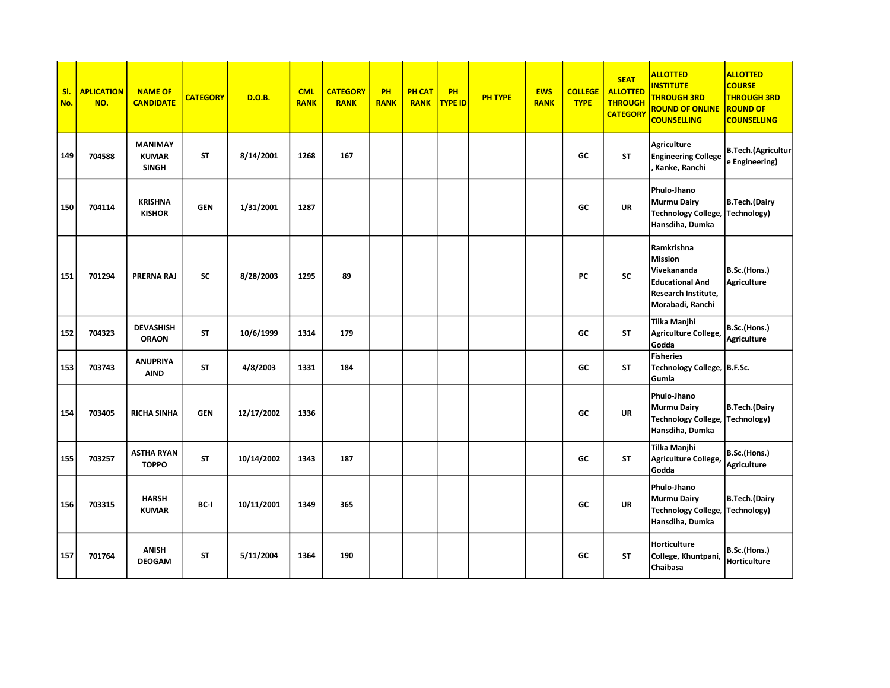| Sl. No. | APLICATION NO. | NAME OF CANDIDATE | CATEGORY | D.O.B. | CML RANK | CATEGORY RANK | PH RANK | PH CAT RANK | PH TYPE ID | PH TYPE | EWS RANK | COLLEGE TYPE | SEAT ALLOTTED THROUGH CATEGORY | ALLOTTED INSTITUTE THROUGH 3RD ROUND OF ONLINE COUNSELLING | ALLOTTED COURSE THROUGH 3RD ROUND OF COUNSELLING |
|---|---|---|---|---|---|---|---|---|---|---|---|---|---|---|---|
| 149 | 704588 | MANIMAY KUMAR SINGH | ST | 8/14/2001 | 1268 | 167 | | | | | | GC | ST | Agriculture Engineering College , Kanke, Ranchi | B.Tech.(Agriculture Engineering) |
| 150 | 704114 | KRISHNA KISHOR | GEN | 1/31/2001 | 1287 | | | | | | | GC | UR | Phulo-Jhano Murmu Dairy Technology College, Hansdiha, Dumka | B.Tech.(Dairy Technology) |
| 151 | 701294 | PRERNA RAJ | SC | 8/28/2003 | 1295 | 89 | | | | | | PC | SC | Ramkrishna Mission Vivekananda Educational And Research Institute, Morabadi, Ranchi | B.Sc.(Hons.) Agriculture |
| 152 | 704323 | DEVASHISH ORAON | ST | 10/6/1999 | 1314 | 179 | | | | | | GC | ST | Tilka Manjhi Agriculture College, Godda | B.Sc.(Hons.) Agriculture |
| 153 | 703743 | ANUPRIYA AIND | ST | 4/8/2003 | 1331 | 184 | | | | | | GC | ST | Fisheries Technology College, Gumla | B.F.Sc. |
| 154 | 703405 | RICHA SINHA | GEN | 12/17/2002 | 1336 | | | | | | | GC | UR | Phulo-Jhano Murmu Dairy Technology College, Hansdiha, Dumka | B.Tech.(Dairy Technology) |
| 155 | 703257 | ASTHA RYAN TOPPO | ST | 10/14/2002 | 1343 | 187 | | | | | | GC | ST | Tilka Manjhi Agriculture College, Godda | B.Sc.(Hons.) Agriculture |
| 156 | 703315 | HARSH KUMAR | BC-I | 10/11/2001 | 1349 | 365 | | | | | | GC | UR | Phulo-Jhano Murmu Dairy Technology College, Hansdiha, Dumka | B.Tech.(Dairy Technology) |
| 157 | 701764 | ANISH DEOGAM | ST | 5/11/2004 | 1364 | 190 | | | | | | GC | ST | Horticulture College, Khuntpani, Chaibasa | B.Sc.(Hons.) Horticulture |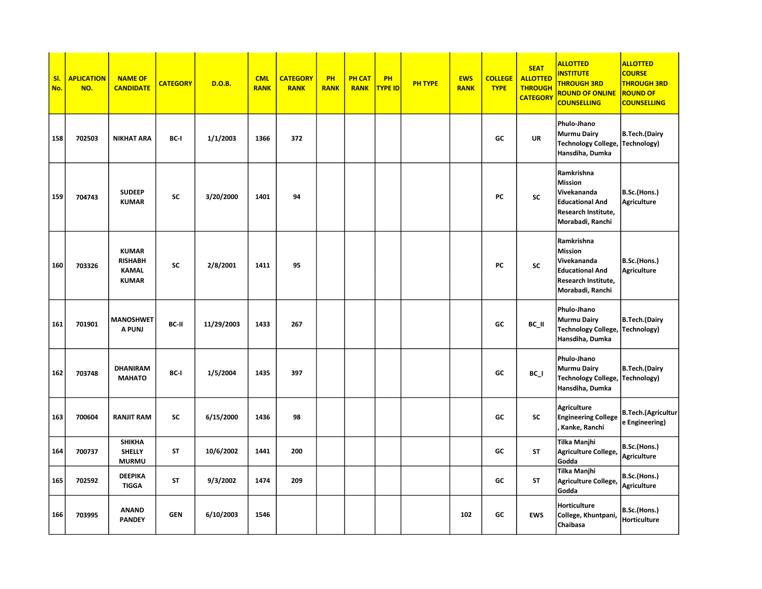| Sl. No. | APLICATION NO. | NAME OF CANDIDATE | CATEGORY | D.O.B. | CML RANK | CATEGORY RANK | PH RANK | PH CAT RANK | PH TYPE ID | PH TYPE | EWS RANK | COLLEGE TYPE | SEAT ALLOTTED THROUGH CATEGORY | ALLOTTED INSTITUTE THROUGH 3RD ROUND OF ONLINE COUNSELLING | ALLOTTED COURSE THROUGH 3RD ROUND OF COUNSELLING |
|---|---|---|---|---|---|---|---|---|---|---|---|---|---|---|---|
| 158 | 702503 | NIKHAT ARA | BC-I | 1/1/2003 | 1366 | 372 | | | | | | GC | UR | Phulo-Jhano Murmu Dairy Technology College, Hansdiha, Dumka | B.Tech.(Dairy Technology) |
| 159 | 704743 | SUDEEP KUMAR | SC | 3/20/2000 | 1401 | 94 | | | | | | PC | SC | Ramkrishna Mission Vivekananda Educational And Research Institute, Morabadi, Ranchi | B.Sc.(Hons.) Agriculture |
| 160 | 703326 | KUMAR RISHABH KAMAL KUMAR | SC | 2/8/2001 | 1411 | 95 | | | | | | PC | SC | Ramkrishna Mission Vivekananda Educational And Research Institute, Morabadi, Ranchi | B.Sc.(Hons.) Agriculture |
| 161 | 701901 | MANOSHWETA PUNJ | BC-II | 11/29/2003 | 1433 | 267 | | | | | | GC | BC_II | Phulo-Jhano Murmu Dairy Technology College, Hansdiha, Dumka | B.Tech.(Dairy Technology) |
| 162 | 703748 | DHANIRAM MAHATO | BC-I | 1/5/2004 | 1435 | 397 | | | | | | GC | BC_I | Phulo-Jhano Murmu Dairy Technology College, Hansdiha, Dumka | B.Tech.(Dairy Technology) |
| 163 | 700604 | RANJIT RAM | SC | 6/15/2000 | 1436 | 98 | | | | | | GC | SC | Agriculture Engineering College , Kanke, Ranchi | B.Tech.(Agriculture Engineering) |
| 164 | 700737 | SHIKHA SHELLY MURMU | ST | 10/6/2002 | 1441 | 200 | | | | | | GC | ST | Tilka Manjhi Agriculture College, Godda | B.Sc.(Hons.) Agriculture |
| 165 | 702592 | DEEPIKA TIGGA | ST | 9/3/2002 | 1474 | 209 | | | | | | GC | ST | Tilka Manjhi Agriculture College, Godda | B.Sc.(Hons.) Agriculture |
| 166 | 703995 | ANAND PANDEY | GEN | 6/10/2003 | 1546 | | | | | | 102 | GC | EWS | Horticulture College, Khuntpani, Chaibasa | B.Sc.(Hons.) Horticulture |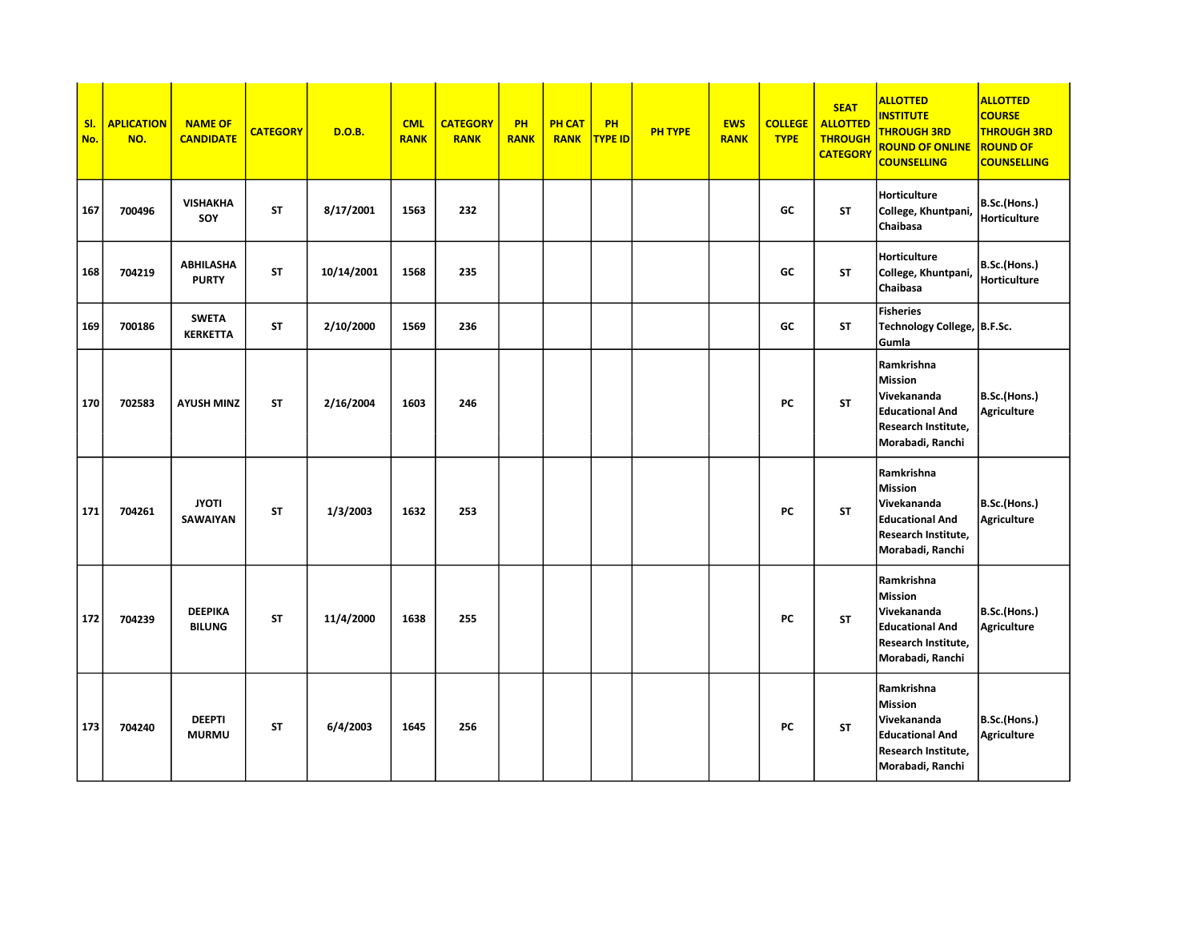| Sl. No. | APLICATION NO. | NAME OF CANDIDATE | CATEGORY | D.O.B. | CML RANK | CATEGORY RANK | PH RANK | PH CAT RANK | PH TYPE ID | PH TYPE | EWS RANK | COLLEGE TYPE | SEAT ALLOTTED THROUGH CATEGORY | ALLOTTED INSTITUTE THROUGH 3RD ROUND OF ONLINE COUNSELLING | ALLOTTED COURSE THROUGH 3RD ROUND OF COUNSELLING |
|---|---|---|---|---|---|---|---|---|---|---|---|---|---|---|---|
| 167 | 700496 | VISHAKHA SOY | ST | 8/17/2001 | 1563 | 232 | | | | | | GC | ST | Horticulture College, Khuntpani, Chaibasa | B.Sc.(Hons.) Horticulture |
| 168 | 704219 | ABHILASHA PURTY | ST | 10/14/2001 | 1568 | 235 | | | | | | GC | ST | Horticulture College, Khuntpani, Chaibasa | B.Sc.(Hons.) Horticulture |
| 169 | 700186 | SWETA KERKETTA | ST | 2/10/2000 | 1569 | 236 | | | | | | GC | ST | Fisheries Technology College, Gumla | B.F.Sc. |
| 170 | 702583 | AYUSH MINZ | ST | 2/16/2004 | 1603 | 246 | | | | | | PC | ST | Ramkrishna Mission Vivekananda Educational And Research Institute, Morabadi, Ranchi | B.Sc.(Hons.) Agriculture |
| 171 | 704261 | JYOTI SAWAIYAN | ST | 1/3/2003 | 1632 | 253 | | | | | | PC | ST | Ramkrishna Mission Vivekananda Educational And Research Institute, Morabadi, Ranchi | B.Sc.(Hons.) Agriculture |
| 172 | 704239 | DEEPIKA BILUNG | ST | 11/4/2000 | 1638 | 255 | | | | | | PC | ST | Ramkrishna Mission Vivekananda Educational And Research Institute, Morabadi, Ranchi | B.Sc.(Hons.) Agriculture |
| 173 | 704240 | DEEPTI MURMU | ST | 6/4/2003 | 1645 | 256 | | | | | | PC | ST | Ramkrishna Mission Vivekananda Educational And Research Institute, Morabadi, Ranchi | B.Sc.(Hons.) Agriculture |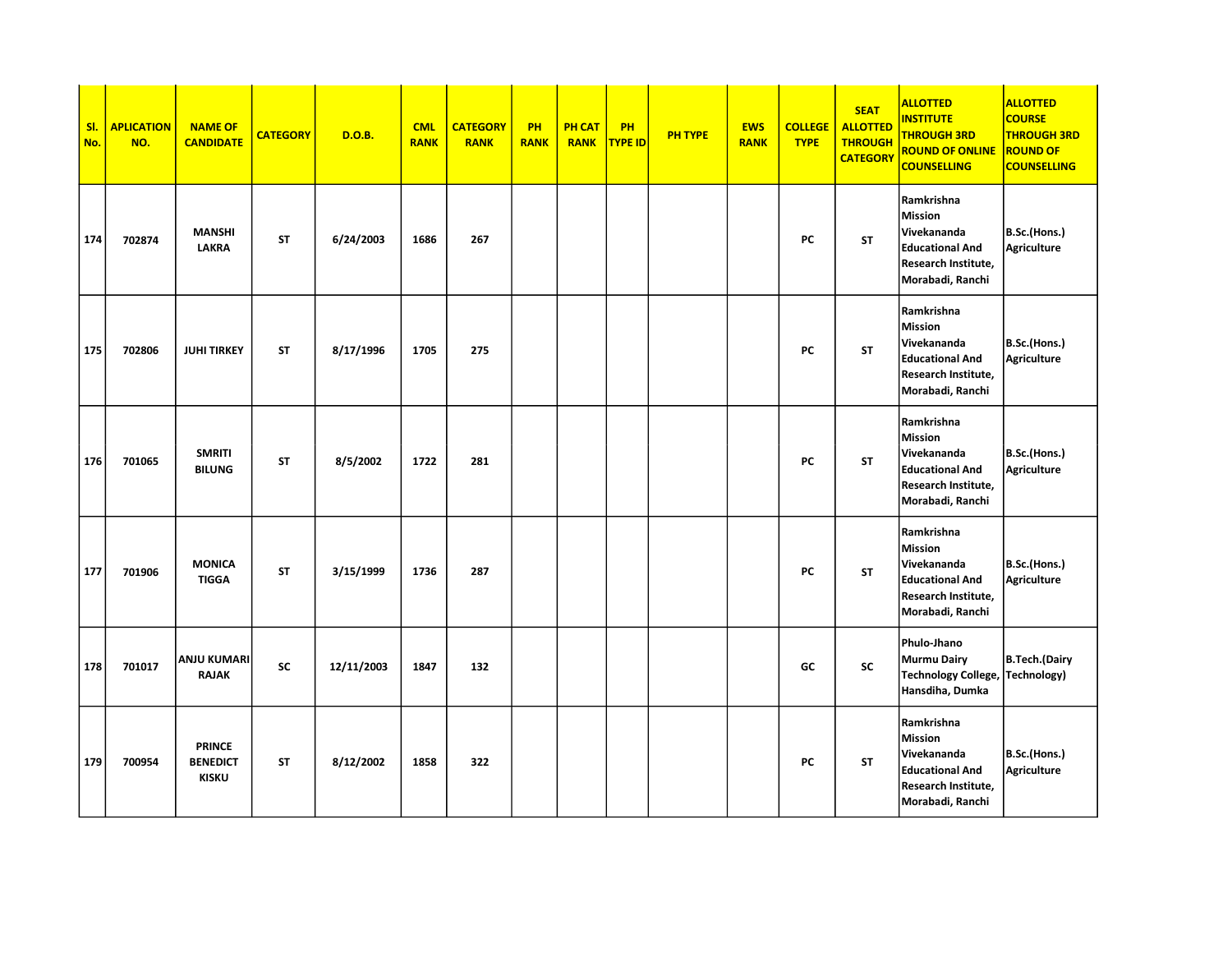| Sl. No. | APLICATION NO. | NAME OF CANDIDATE | CATEGORY | D.O.B. | CML RANK | CATEGORY RANK | PH RANK | PH CAT RANK | PH TYPE ID | PH TYPE | EWS RANK | COLLEGE TYPE | SEAT ALLOTTED THROUGH CATEGORY | ALLOTTED INSTITUTE THROUGH 3RD ROUND OF ONLINE COUNSELLING | ALLOTTED COURSE THROUGH 3RD ROUND OF COUNSELLING |
|---|---|---|---|---|---|---|---|---|---|---|---|---|---|---|---|
| 174 | 702874 | MANSHI LAKRA | ST | 6/24/2003 | 1686 | 267 | | | | | | PC | ST | Ramkrishna Mission Vivekananda Educational And Research Institute, Morabadi, Ranchi | B.Sc.(Hons.) Agriculture |
| 175 | 702806 | JUHI TIRKEY | ST | 8/17/1996 | 1705 | 275 | | | | | | PC | ST | Ramkrishna Mission Vivekananda Educational And Research Institute, Morabadi, Ranchi | B.Sc.(Hons.) Agriculture |
| 176 | 701065 | SMRITI BILUNG | ST | 8/5/2002 | 1722 | 281 | | | | | | PC | ST | Ramkrishna Mission Vivekananda Educational And Research Institute, Morabadi, Ranchi | B.Sc.(Hons.) Agriculture |
| 177 | 701906 | MONICA TIGGA | ST | 3/15/1999 | 1736 | 287 | | | | | | PC | ST | Ramkrishna Mission Vivekananda Educational And Research Institute, Morabadi, Ranchi | B.Sc.(Hons.) Agriculture |
| 178 | 701017 | ANJU KUMARI RAJAK | SC | 12/11/2003 | 1847 | 132 | | | | | | GC | SC | Phulo-Jhano Murmu Dairy Technology College, Hansdiha, Dumka | B.Tech.(Dairy Technology) |
| 179 | 700954 | PRINCE BENEDICT KISKU | ST | 8/12/2002 | 1858 | 322 | | | | | | PC | ST | Ramkrishna Mission Vivekananda Educational And Research Institute, Morabadi, Ranchi | B.Sc.(Hons.) Agriculture |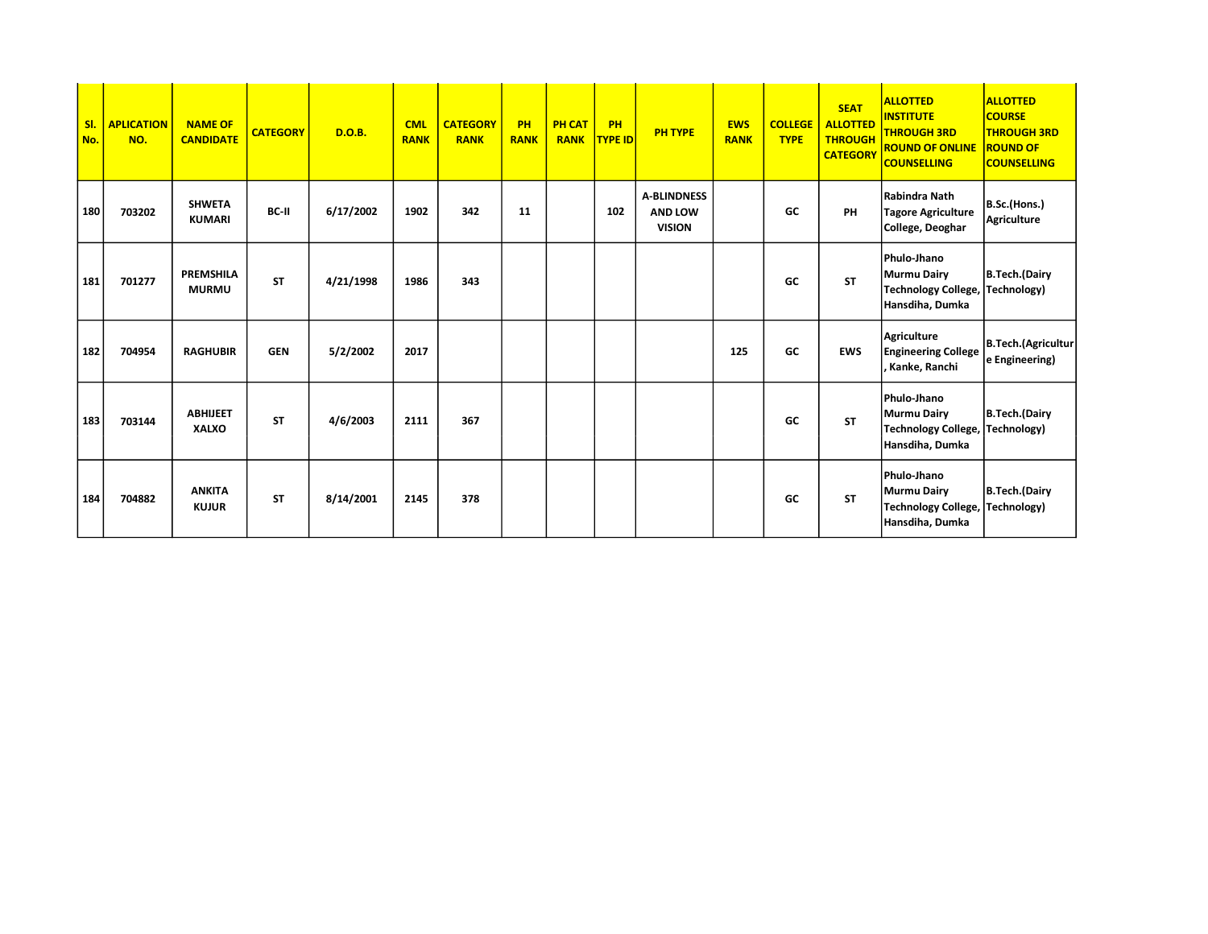| Sl. No. | APLICATION NO. | NAME OF CANDIDATE | CATEGORY | D.O.B. | CML RANK | CATEGORY RANK | PH RANK | PH CAT RANK | PH TYPE ID | PH TYPE | EWS RANK | COLLEGE TYPE | SEAT ALLOTTED THROUGH CATEGORY | ALLOTTED INSTITUTE THROUGH 3RD ROUND OF ONLINE COUNSELLING | ALLOTTED COURSE THROUGH 3RD ROUND OF COUNSELLING |
|---|---|---|---|---|---|---|---|---|---|---|---|---|---|---|---|
| 180 | 703202 | SHWETA KUMARI | BC-II | 6/17/2002 | 1902 | 342 | 11 | | 102 | A-BLINDNESS AND LOW VISION | | GC | PH | Rabindra Nath Tagore Agriculture College, Deoghar | B.Sc.(Hons.) Agriculture |
| 181 | 701277 | PREMSHILA MURMU | ST | 4/21/1998 | 1986 | 343 | | | | | | GC | ST | Phulo-Jhano Murmu Dairy Technology College, Hansdiha, Dumka | B.Tech.(Dairy Technology) |
| 182 | 704954 | RAGHUBIR | GEN | 5/2/2002 | 2017 | | | | | | 125 | GC | EWS | Agriculture Engineering College , Kanke, Ranchi | B.Tech.(Agriculture Engineering) |
| 183 | 703144 | ABHIJEET XALXO | ST | 4/6/2003 | 2111 | 367 | | | | | | GC | ST | Phulo-Jhano Murmu Dairy Technology College, Hansdiha, Dumka | B.Tech.(Dairy Technology) |
| 184 | 704882 | ANKITA KUJUR | ST | 8/14/2001 | 2145 | 378 | | | | | | GC | ST | Phulo-Jhano Murmu Dairy Technology College, Hansdiha, Dumka | B.Tech.(Dairy Technology) |